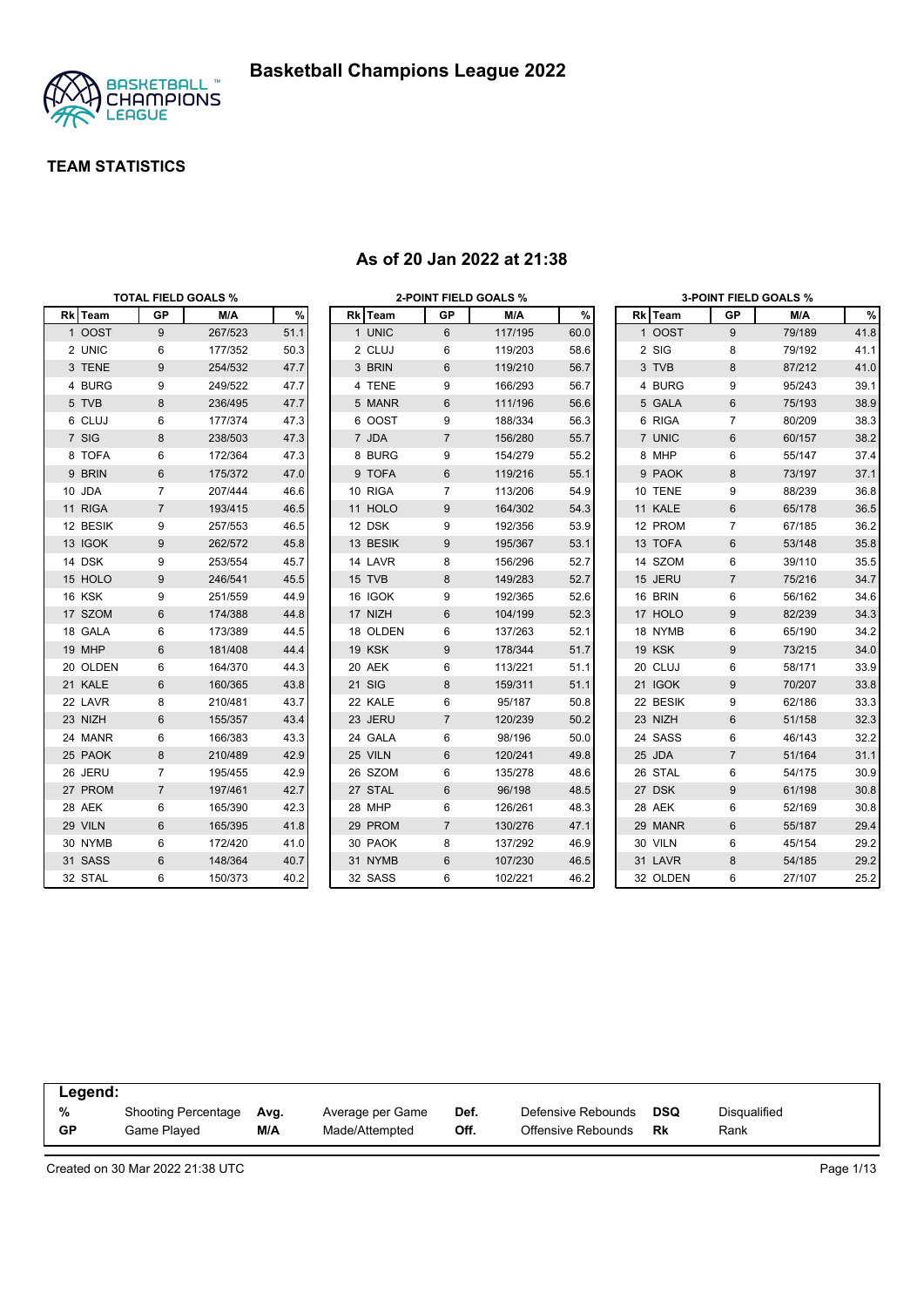# Basketball Champions League 2022

## TEAM STATISTICS

### As of 20 Jan 2022 at 21:38

**TOTAL FIELD GOALS %**

| Rk | Team | GP | M/A | % |
|---|---|---|---|---|
| 1 | OOST | 9 | 267/523 | 51.1 |
| 2 | UNIC | 6 | 177/352 | 50.3 |
| 3 | TENE | 9 | 254/532 | 47.7 |
| 4 | BURG | 9 | 249/522 | 47.7 |
| 5 | TVB | 8 | 236/495 | 47.7 |
| 6 | CLUJ | 6 | 177/374 | 47.3 |
| 7 | SIG | 8 | 238/503 | 47.3 |
| 8 | TOFA | 6 | 172/364 | 47.3 |
| 9 | BRIN | 6 | 175/372 | 47.0 |
| 10 | JDA | 7 | 207/444 | 46.6 |
| 11 | RIGA | 7 | 193/415 | 46.5 |
| 12 | BESIK | 9 | 257/553 | 46.5 |
| 13 | IGOK | 9 | 262/572 | 45.8 |
| 14 | DSK | 9 | 253/554 | 45.7 |
| 15 | HOLO | 9 | 246/541 | 45.5 |
| 16 | KSK | 9 | 251/559 | 44.9 |
| 17 | SZOM | 6 | 174/388 | 44.8 |
| 18 | GALA | 6 | 173/389 | 44.5 |
| 19 | MHP | 6 | 181/408 | 44.4 |
| 20 | OLDEN | 6 | 164/370 | 44.3 |
| 21 | KALE | 6 | 160/365 | 43.8 |
| 22 | LAVR | 8 | 210/481 | 43.7 |
| 23 | NIZH | 6 | 155/357 | 43.4 |
| 24 | MANR | 6 | 166/383 | 43.3 |
| 25 | PAOK | 8 | 210/489 | 42.9 |
| 26 | JERU | 7 | 195/455 | 42.9 |
| 27 | PROM | 7 | 197/461 | 42.7 |
| 28 | AEK | 6 | 165/390 | 42.3 |
| 29 | VILN | 6 | 165/395 | 41.8 |
| 30 | NYMB | 6 | 172/420 | 41.0 |
| 31 | SASS | 6 | 148/364 | 40.7 |
| 32 | STAL | 6 | 150/373 | 40.2 |

**2-POINT FIELD GOALS %**

| Rk | Team | GP | M/A | % |
|---|---|---|---|---|
| 1 | UNIC | 6 | 117/195 | 60.0 |
| 2 | CLUJ | 6 | 119/203 | 58.6 |
| 3 | BRIN | 6 | 119/210 | 56.7 |
| 4 | TENE | 9 | 166/293 | 56.7 |
| 5 | MANR | 6 | 111/196 | 56.6 |
| 6 | OOST | 9 | 188/334 | 56.3 |
| 7 | JDA | 7 | 156/280 | 55.7 |
| 8 | BURG | 9 | 154/279 | 55.2 |
| 9 | TOFA | 6 | 119/216 | 55.1 |
| 10 | RIGA | 7 | 113/206 | 54.9 |
| 11 | HOLO | 9 | 164/302 | 54.3 |
| 12 | DSK | 9 | 192/356 | 53.9 |
| 13 | BESIK | 9 | 195/367 | 53.1 |
| 14 | LAVR | 8 | 156/296 | 52.7 |
| 15 | TVB | 8 | 149/283 | 52.7 |
| 16 | IGOK | 9 | 192/365 | 52.6 |
| 17 | NIZH | 6 | 104/199 | 52.3 |
| 18 | OLDEN | 6 | 137/263 | 52.1 |
| 19 | KSK | 9 | 178/344 | 51.7 |
| 20 | AEK | 6 | 113/221 | 51.1 |
| 21 | SIG | 8 | 159/311 | 51.1 |
| 22 | KALE | 6 | 95/187 | 50.8 |
| 23 | JERU | 7 | 120/239 | 50.2 |
| 24 | GALA | 6 | 98/196 | 50.0 |
| 25 | VILN | 6 | 120/241 | 49.8 |
| 26 | SZOM | 6 | 135/278 | 48.6 |
| 27 | STAL | 6 | 96/198 | 48.5 |
| 28 | MHP | 6 | 126/261 | 48.3 |
| 29 | PROM | 7 | 130/276 | 47.1 |
| 30 | PAOK | 8 | 137/292 | 46.9 |
| 31 | NYMB | 6 | 107/230 | 46.5 |
| 32 | SASS | 6 | 102/221 | 46.2 |

**3-POINT FIELD GOALS %**

| Rk | Team | GP | M/A | % |
|---|---|---|---|---|
| 1 | OOST | 9 | 79/189 | 41.8 |
| 2 | SIG | 8 | 79/192 | 41.1 |
| 3 | TVB | 8 | 87/212 | 41.0 |
| 4 | BURG | 9 | 95/243 | 39.1 |
| 5 | GALA | 6 | 75/193 | 38.9 |
| 6 | RIGA | 7 | 80/209 | 38.3 |
| 7 | UNIC | 6 | 60/157 | 38.2 |
| 8 | MHP | 6 | 55/147 | 37.4 |
| 9 | PAOK | 8 | 73/197 | 37.1 |
| 10 | TENE | 9 | 88/239 | 36.8 |
| 11 | KALE | 6 | 65/178 | 36.5 |
| 12 | PROM | 7 | 67/185 | 36.2 |
| 13 | TOFA | 6 | 53/148 | 35.8 |
| 14 | SZOM | 6 | 39/110 | 35.5 |
| 15 | JERU | 7 | 75/216 | 34.7 |
| 16 | BRIN | 6 | 56/162 | 34.6 |
| 17 | HOLO | 9 | 82/239 | 34.3 |
| 18 | NYMB | 6 | 65/190 | 34.2 |
| 19 | KSK | 9 | 73/215 | 34.0 |
| 20 | CLUJ | 6 | 58/171 | 33.9 |
| 21 | IGOK | 9 | 70/207 | 33.8 |
| 22 | BESIK | 9 | 62/186 | 33.3 |
| 23 | NIZH | 6 | 51/158 | 32.3 |
| 24 | SASS | 6 | 46/143 | 32.2 |
| 25 | JDA | 7 | 51/164 | 31.1 |
| 26 | STAL | 6 | 54/175 | 30.9 |
| 27 | DSK | 9 | 61/198 | 30.8 |
| 28 | AEK | 6 | 52/169 | 30.8 |
| 29 | MANR | 6 | 55/187 | 29.4 |
| 30 | VILN | 6 | 45/154 | 29.2 |
| 31 | LAVR | 8 | 54/185 | 29.2 |
| 32 | OLDEN | 6 | 27/107 | 25.2 |

**Legend:**

| | | | | | | | |
|---|---|---|---|---|---|---|---|
| **%** | Shooting Percentage | **Avg.** | Average per Game | **Def.** | Defensive Rebounds | **DSQ** | Disqualified |
| **GP** | Game Played | **M/A** | Made/Attempted | **Off.** | Offensive Rebounds | **Rk** | Rank |

Created on 30 Mar 2022 21:38 UTC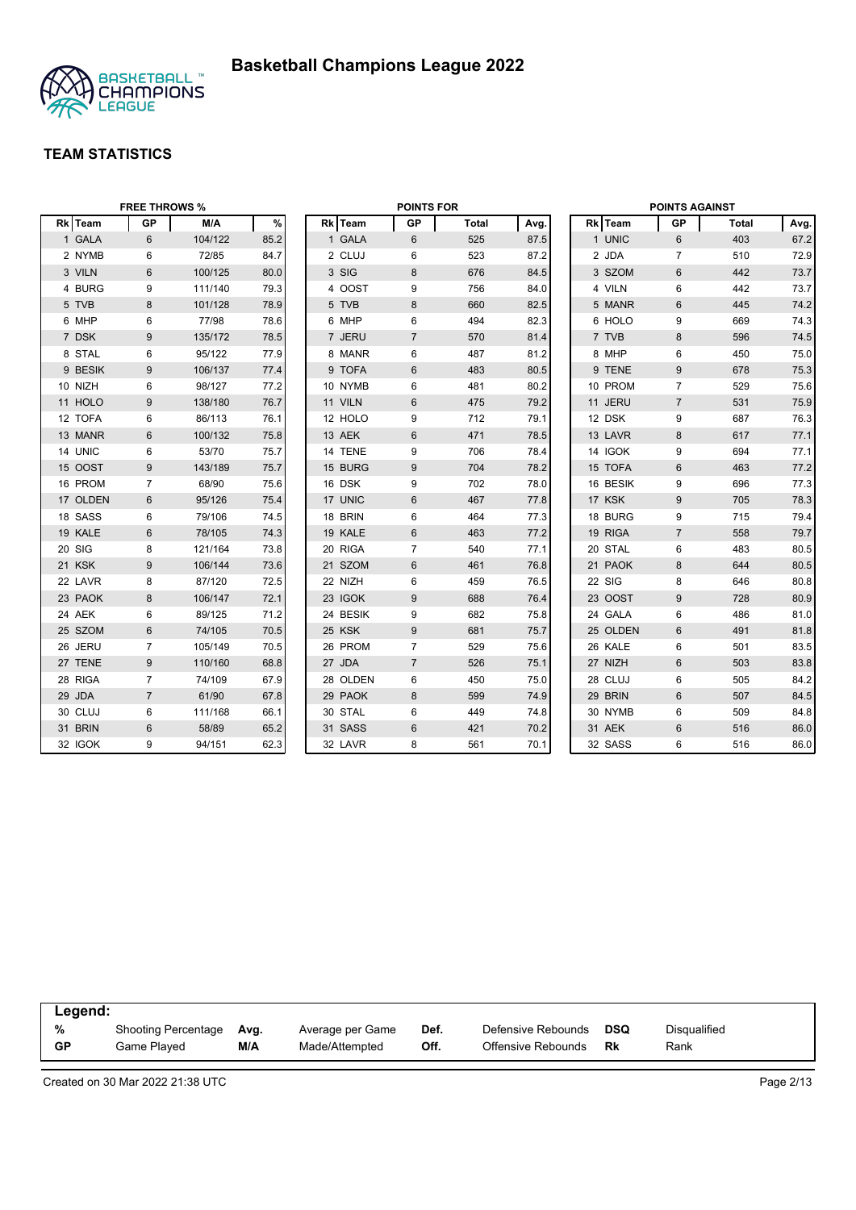# Basketball Champions League 2022

## TEAM STATISTICS

### FREE THROWS %

| Rk | Team | GP | M/A | % |
|---|---|---|---|---|
| 1 | GALA | 6 | 104/122 | 85.2 |
| 2 | NYMB | 6 | 72/85 | 84.7 |
| 3 | VILN | 6 | 100/125 | 80.0 |
| 4 | BURG | 9 | 111/140 | 79.3 |
| 5 | TVB | 8 | 101/128 | 78.9 |
| 6 | MHP | 6 | 77/98 | 78.6 |
| 7 | DSK | 9 | 135/172 | 78.5 |
| 8 | STAL | 6 | 95/122 | 77.9 |
| 9 | BESIK | 9 | 106/137 | 77.4 |
| 10 | NIZH | 6 | 98/127 | 77.2 |
| 11 | HOLO | 9 | 138/180 | 76.7 |
| 12 | TOFA | 6 | 86/113 | 76.1 |
| 13 | MANR | 6 | 100/132 | 75.8 |
| 14 | UNIC | 6 | 53/70 | 75.7 |
| 15 | OOST | 9 | 143/189 | 75.7 |
| 16 | PROM | 7 | 68/90 | 75.6 |
| 17 | OLDEN | 6 | 95/126 | 75.4 |
| 18 | SASS | 6 | 79/106 | 74.5 |
| 19 | KALE | 6 | 78/105 | 74.3 |
| 20 | SIG | 8 | 121/164 | 73.8 |
| 21 | KSK | 9 | 106/144 | 73.6 |
| 22 | LAVR | 8 | 87/120 | 72.5 |
| 23 | PAOK | 8 | 106/147 | 72.1 |
| 24 | AEK | 6 | 89/125 | 71.2 |
| 25 | SZOM | 6 | 74/105 | 70.5 |
| 26 | JERU | 7 | 105/149 | 70.5 |
| 27 | TENE | 9 | 110/160 | 68.8 |
| 28 | RIGA | 7 | 74/109 | 67.9 |
| 29 | JDA | 7 | 61/90 | 67.8 |
| 30 | CLUJ | 6 | 111/168 | 66.1 |
| 31 | BRIN | 6 | 58/89 | 65.2 |
| 32 | IGOK | 9 | 94/151 | 62.3 |

### POINTS FOR

| Rk | Team | GP | Total | Avg. |
|---|---|---|---|---|
| 1 | GALA | 6 | 525 | 87.5 |
| 2 | CLUJ | 6 | 523 | 87.2 |
| 3 | SIG | 8 | 676 | 84.5 |
| 4 | OOST | 9 | 756 | 84.0 |
| 5 | TVB | 8 | 660 | 82.5 |
| 6 | MHP | 6 | 494 | 82.3 |
| 7 | JERU | 7 | 570 | 81.4 |
| 8 | MANR | 6 | 487 | 81.2 |
| 9 | TOFA | 6 | 483 | 80.5 |
| 10 | NYMB | 6 | 481 | 80.2 |
| 11 | VILN | 6 | 475 | 79.2 |
| 12 | HOLO | 9 | 712 | 79.1 |
| 13 | AEK | 6 | 471 | 78.5 |
| 14 | TENE | 9 | 706 | 78.4 |
| 15 | BURG | 9 | 704 | 78.2 |
| 16 | DSK | 9 | 702 | 78.0 |
| 17 | UNIC | 6 | 467 | 77.8 |
| 18 | BRIN | 6 | 464 | 77.3 |
| 19 | KALE | 6 | 463 | 77.2 |
| 20 | RIGA | 7 | 540 | 77.1 |
| 21 | SZOM | 6 | 461 | 76.8 |
| 22 | NIZH | 6 | 459 | 76.5 |
| 23 | IGOK | 9 | 688 | 76.4 |
| 24 | BESIK | 9 | 682 | 75.8 |
| 25 | KSK | 9 | 681 | 75.7 |
| 26 | PROM | 7 | 529 | 75.6 |
| 27 | JDA | 7 | 526 | 75.1 |
| 28 | OLDEN | 6 | 450 | 75.0 |
| 29 | PAOK | 8 | 599 | 74.9 |
| 30 | STAL | 6 | 449 | 74.8 |
| 31 | SASS | 6 | 421 | 70.2 |
| 32 | LAVR | 8 | 561 | 70.1 |

### POINTS AGAINST

| Rk | Team | GP | Total | Avg. |
|---|---|---|---|---|
| 1 | UNIC | 6 | 403 | 67.2 |
| 2 | JDA | 7 | 510 | 72.9 |
| 3 | SZOM | 6 | 442 | 73.7 |
| 4 | VILN | 6 | 442 | 73.7 |
| 5 | MANR | 6 | 445 | 74.2 |
| 6 | HOLO | 9 | 669 | 74.3 |
| 7 | TVB | 8 | 596 | 74.5 |
| 8 | MHP | 6 | 450 | 75.0 |
| 9 | TENE | 9 | 678 | 75.3 |
| 10 | PROM | 7 | 529 | 75.6 |
| 11 | JERU | 7 | 531 | 75.9 |
| 12 | DSK | 9 | 687 | 76.3 |
| 13 | LAVR | 8 | 617 | 77.1 |
| 14 | IGOK | 9 | 694 | 77.1 |
| 15 | TOFA | 6 | 463 | 77.2 |
| 16 | BESIK | 9 | 696 | 77.3 |
| 17 | KSK | 9 | 705 | 78.3 |
| 18 | BURG | 9 | 715 | 79.4 |
| 19 | RIGA | 7 | 558 | 79.7 |
| 20 | STAL | 6 | 483 | 80.5 |
| 21 | PAOK | 8 | 644 | 80.5 |
| 22 | SIG | 8 | 646 | 80.8 |
| 23 | OOST | 9 | 728 | 80.9 |
| 24 | GALA | 6 | 486 | 81.0 |
| 25 | OLDEN | 6 | 491 | 81.8 |
| 26 | KALE | 6 | 501 | 83.5 |
| 27 | NIZH | 6 | 503 | 83.8 |
| 28 | CLUJ | 6 | 505 | 84.2 |
| 29 | BRIN | 6 | 507 | 84.5 |
| 30 | NYMB | 6 | 509 | 84.8 |
| 31 | AEK | 6 | 516 | 86.0 |
| 32 | SASS | 6 | 516 | 86.0 |

**Legend:**

| | | | | | | | |
|---|---|---|---|---|---|---|---|
| **%** | Shooting Percentage | **Avg.** | Average per Game | **Def.** | Defensive Rebounds | **DSQ** | Disqualified |
| **GP** | Game Played | **M/A** | Made/Attempted | **Off.** | Offensive Rebounds | **Rk** | Rank |

Created on 30 Mar 2022 21:38 UTC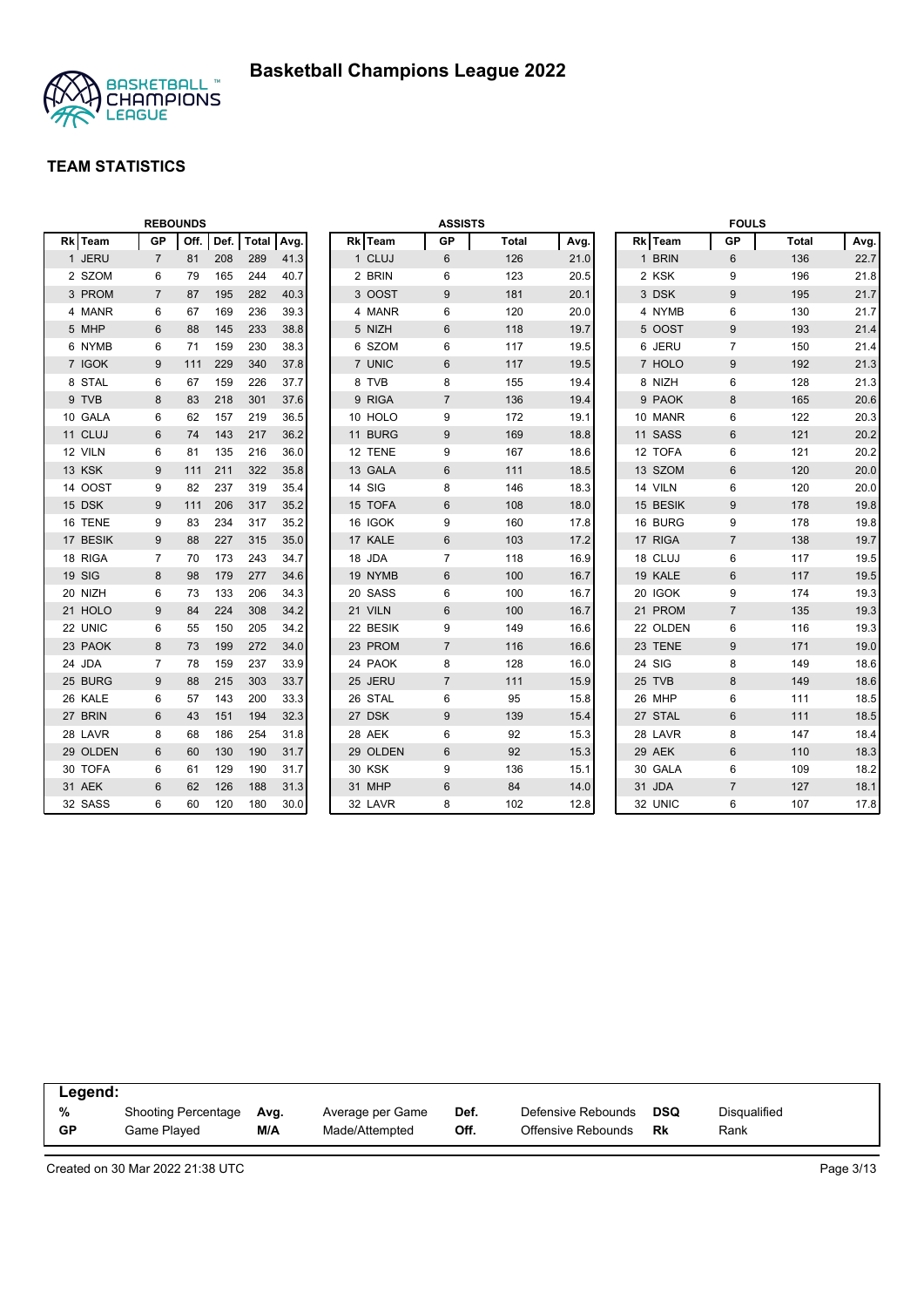# Basketball Champions League 2022

## TEAM STATISTICS

### REBOUNDS

| Rk | Team | GP | Off. | Def. | Total | Avg. |
|---|---|---|---|---|---|---|
| 1 | JERU | 7 | 81 | 208 | 289 | 41.3 |
| 2 | SZOM | 6 | 79 | 165 | 244 | 40.7 |
| 3 | PROM | 7 | 87 | 195 | 282 | 40.3 |
| 4 | MANR | 6 | 67 | 169 | 236 | 39.3 |
| 5 | MHP | 6 | 88 | 145 | 233 | 38.8 |
| 6 | NYMB | 6 | 71 | 159 | 230 | 38.3 |
| 7 | IGOK | 9 | 111 | 229 | 340 | 37.8 |
| 8 | STAL | 6 | 67 | 159 | 226 | 37.7 |
| 9 | TVB | 8 | 83 | 218 | 301 | 37.6 |
| 10 | GALA | 6 | 62 | 157 | 219 | 36.5 |
| 11 | CLUJ | 6 | 74 | 143 | 217 | 36.2 |
| 12 | VILN | 6 | 81 | 135 | 216 | 36.0 |
| 13 | KSK | 9 | 111 | 211 | 322 | 35.8 |
| 14 | OOST | 9 | 82 | 237 | 319 | 35.4 |
| 15 | DSK | 9 | 111 | 206 | 317 | 35.2 |
| 16 | TENE | 9 | 83 | 234 | 317 | 35.2 |
| 17 | BESIK | 9 | 88 | 227 | 315 | 35.0 |
| 18 | RIGA | 7 | 70 | 173 | 243 | 34.7 |
| 19 | SIG | 8 | 98 | 179 | 277 | 34.6 |
| 20 | NIZH | 6 | 73 | 133 | 206 | 34.3 |
| 21 | HOLO | 9 | 84 | 224 | 308 | 34.2 |
| 22 | UNIC | 6 | 55 | 150 | 205 | 34.2 |
| 23 | PAOK | 8 | 73 | 199 | 272 | 34.0 |
| 24 | JDA | 7 | 78 | 159 | 237 | 33.9 |
| 25 | BURG | 9 | 88 | 215 | 303 | 33.7 |
| 26 | KALE | 6 | 57 | 143 | 200 | 33.3 |
| 27 | BRIN | 6 | 43 | 151 | 194 | 32.3 |
| 28 | LAVR | 8 | 68 | 186 | 254 | 31.8 |
| 29 | OLDEN | 6 | 60 | 130 | 190 | 31.7 |
| 30 | TOFA | 6 | 61 | 129 | 190 | 31.7 |
| 31 | AEK | 6 | 62 | 126 | 188 | 31.3 |
| 32 | SASS | 6 | 60 | 120 | 180 | 30.0 |

### ASSISTS

| Rk | Team | GP | Total | Avg. |
|---|---|---|---|---|
| 1 | CLUJ | 6 | 126 | 21.0 |
| 2 | BRIN | 6 | 123 | 20.5 |
| 3 | OOST | 9 | 181 | 20.1 |
| 4 | MANR | 6 | 120 | 20.0 |
| 5 | NIZH | 6 | 118 | 19.7 |
| 6 | SZOM | 6 | 117 | 19.5 |
| 7 | UNIC | 6 | 117 | 19.5 |
| 8 | TVB | 8 | 155 | 19.4 |
| 9 | RIGA | 7 | 136 | 19.4 |
| 10 | HOLO | 9 | 172 | 19.1 |
| 11 | BURG | 9 | 169 | 18.8 |
| 12 | TENE | 9 | 167 | 18.6 |
| 13 | GALA | 6 | 111 | 18.5 |
| 14 | SIG | 8 | 146 | 18.3 |
| 15 | TOFA | 6 | 108 | 18.0 |
| 16 | IGOK | 9 | 160 | 17.8 |
| 17 | KALE | 6 | 103 | 17.2 |
| 18 | JDA | 7 | 118 | 16.9 |
| 19 | NYMB | 6 | 100 | 16.7 |
| 20 | SASS | 6 | 100 | 16.7 |
| 21 | VILN | 6 | 100 | 16.7 |
| 22 | BESIK | 9 | 149 | 16.6 |
| 23 | PROM | 7 | 116 | 16.6 |
| 24 | PAOK | 8 | 128 | 16.0 |
| 25 | JERU | 7 | 111 | 15.9 |
| 26 | STAL | 6 | 95 | 15.8 |
| 27 | DSK | 9 | 139 | 15.4 |
| 28 | AEK | 6 | 92 | 15.3 |
| 29 | OLDEN | 6 | 92 | 15.3 |
| 30 | KSK | 9 | 136 | 15.1 |
| 31 | MHP | 6 | 84 | 14.0 |
| 32 | LAVR | 8 | 102 | 12.8 |

### FOULS

| Rk | Team | GP | Total | Avg. |
|---|---|---|---|---|
| 1 | BRIN | 6 | 136 | 22.7 |
| 2 | KSK | 9 | 196 | 21.8 |
| 3 | DSK | 9 | 195 | 21.7 |
| 4 | NYMB | 6 | 130 | 21.7 |
| 5 | OOST | 9 | 193 | 21.4 |
| 6 | JERU | 7 | 150 | 21.4 |
| 7 | HOLO | 9 | 192 | 21.3 |
| 8 | NIZH | 6 | 128 | 21.3 |
| 9 | PAOK | 8 | 165 | 20.6 |
| 10 | MANR | 6 | 122 | 20.3 |
| 11 | SASS | 6 | 121 | 20.2 |
| 12 | TOFA | 6 | 121 | 20.2 |
| 13 | SZOM | 6 | 120 | 20.0 |
| 14 | VILN | 6 | 120 | 20.0 |
| 15 | BESIK | 9 | 178 | 19.8 |
| 16 | BURG | 9 | 178 | 19.8 |
| 17 | RIGA | 7 | 138 | 19.7 |
| 18 | CLUJ | 6 | 117 | 19.5 |
| 19 | KALE | 6 | 117 | 19.5 |
| 20 | IGOK | 9 | 174 | 19.3 |
| 21 | PROM | 7 | 135 | 19.3 |
| 22 | OLDEN | 6 | 116 | 19.3 |
| 23 | TENE | 9 | 171 | 19.0 |
| 24 | SIG | 8 | 149 | 18.6 |
| 25 | TVB | 8 | 149 | 18.6 |
| 26 | MHP | 6 | 111 | 18.5 |
| 27 | STAL | 6 | 111 | 18.5 |
| 28 | LAVR | 8 | 147 | 18.4 |
| 29 | AEK | 6 | 110 | 18.3 |
| 30 | GALA | 6 | 109 | 18.2 |
| 31 | JDA | 7 | 127 | 18.1 |
| 32 | UNIC | 6 | 107 | 17.8 |

**Legend:**

| | | | | | | | |
|---|---|---|---|---|---|---|---|
| **%** | Shooting Percentage | **Avg.** | Average per Game | **Def.** | Defensive Rebounds | **DSQ** | Disqualified |
| **GP** | Game Played | **M/A** | Made/Attempted | **Off.** | Offensive Rebounds | **Rk** | Rank |

Created on 30 Mar 2022 21:38 UTC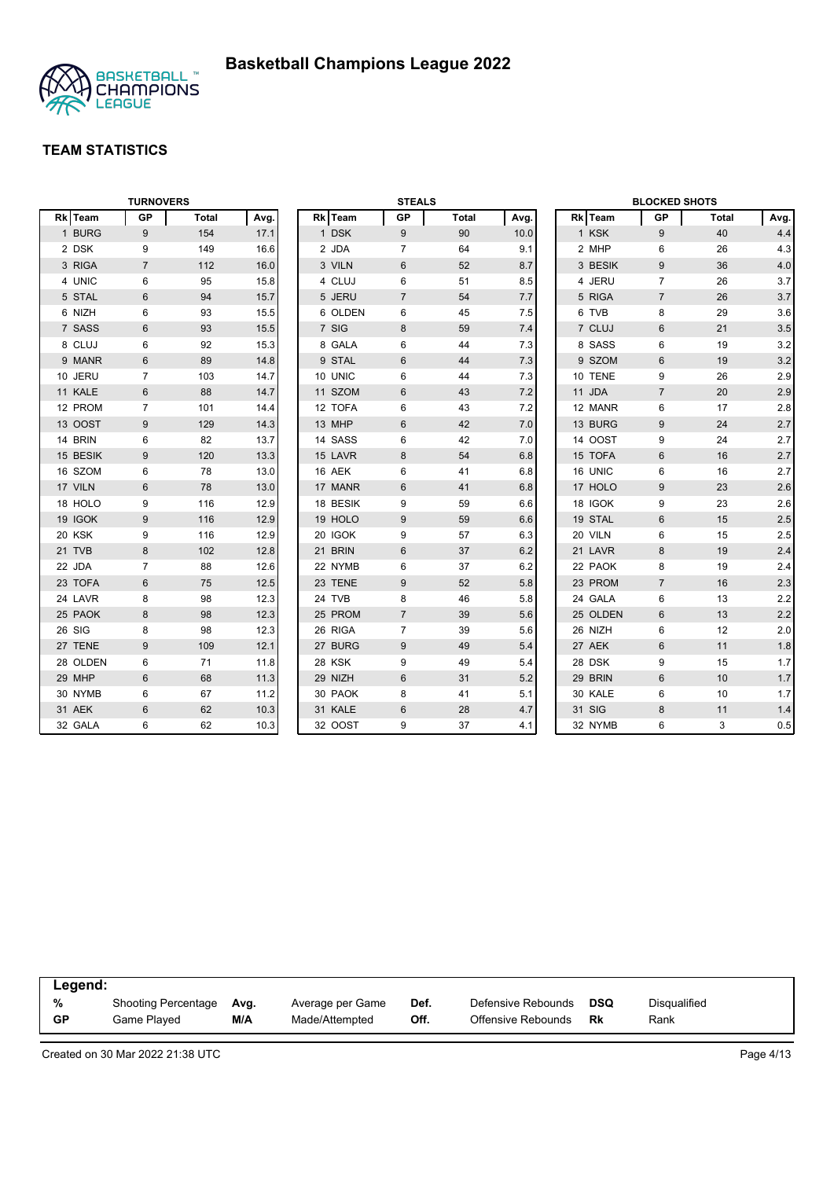# Basketball Champions League 2022

## TEAM STATISTICS

### TURNOVERS

| Rk | Team | GP | Total | Avg. |
|---|---|---|---|---|
| 1 | BURG | 9 | 154 | 17.1 |
| 2 | DSK | 9 | 149 | 16.6 |
| 3 | RIGA | 7 | 112 | 16.0 |
| 4 | UNIC | 6 | 95 | 15.8 |
| 5 | STAL | 6 | 94 | 15.7 |
| 6 | NIZH | 6 | 93 | 15.5 |
| 7 | SASS | 6 | 93 | 15.5 |
| 8 | CLUJ | 6 | 92 | 15.3 |
| 9 | MANR | 6 | 89 | 14.8 |
| 10 | JERU | 7 | 103 | 14.7 |
| 11 | KALE | 6 | 88 | 14.7 |
| 12 | PROM | 7 | 101 | 14.4 |
| 13 | OOST | 9 | 129 | 14.3 |
| 14 | BRIN | 6 | 82 | 13.7 |
| 15 | BESIK | 9 | 120 | 13.3 |
| 16 | SZOM | 6 | 78 | 13.0 |
| 17 | VILN | 6 | 78 | 13.0 |
| 18 | HOLO | 9 | 116 | 12.9 |
| 19 | IGOK | 9 | 116 | 12.9 |
| 20 | KSK | 9 | 116 | 12.9 |
| 21 | TVB | 8 | 102 | 12.8 |
| 22 | JDA | 7 | 88 | 12.6 |
| 23 | TOFA | 6 | 75 | 12.5 |
| 24 | LAVR | 8 | 98 | 12.3 |
| 25 | PAOK | 8 | 98 | 12.3 |
| 26 | SIG | 8 | 98 | 12.3 |
| 27 | TENE | 9 | 109 | 12.1 |
| 28 | OLDEN | 6 | 71 | 11.8 |
| 29 | MHP | 6 | 68 | 11.3 |
| 30 | NYMB | 6 | 67 | 11.2 |
| 31 | AEK | 6 | 62 | 10.3 |
| 32 | GALA | 6 | 62 | 10.3 |

### STEALS

| Rk | Team | GP | Total | Avg. |
|---|---|---|---|---|
| 1 | DSK | 9 | 90 | 10.0 |
| 2 | JDA | 7 | 64 | 9.1 |
| 3 | VILN | 6 | 52 | 8.7 |
| 4 | CLUJ | 6 | 51 | 8.5 |
| 5 | JERU | 7 | 54 | 7.7 |
| 6 | OLDEN | 6 | 45 | 7.5 |
| 7 | SIG | 8 | 59 | 7.4 |
| 8 | GALA | 6 | 44 | 7.3 |
| 9 | STAL | 6 | 44 | 7.3 |
| 10 | UNIC | 6 | 44 | 7.3 |
| 11 | SZOM | 6 | 43 | 7.2 |
| 12 | TOFA | 6 | 43 | 7.2 |
| 13 | MHP | 6 | 42 | 7.0 |
| 14 | SASS | 6 | 42 | 7.0 |
| 15 | LAVR | 8 | 54 | 6.8 |
| 16 | AEK | 6 | 41 | 6.8 |
| 17 | MANR | 6 | 41 | 6.8 |
| 18 | BESIK | 9 | 59 | 6.6 |
| 19 | HOLO | 9 | 59 | 6.6 |
| 20 | IGOK | 9 | 57 | 6.3 |
| 21 | BRIN | 6 | 37 | 6.2 |
| 22 | NYMB | 6 | 37 | 6.2 |
| 23 | TENE | 9 | 52 | 5.8 |
| 24 | TVB | 8 | 46 | 5.8 |
| 25 | PROM | 7 | 39 | 5.6 |
| 26 | RIGA | 7 | 39 | 5.6 |
| 27 | BURG | 9 | 49 | 5.4 |
| 28 | KSK | 9 | 49 | 5.4 |
| 29 | NIZH | 6 | 31 | 5.2 |
| 30 | PAOK | 8 | 41 | 5.1 |
| 31 | KALE | 6 | 28 | 4.7 |
| 32 | OOST | 9 | 37 | 4.1 |

### BLOCKED SHOTS

| Rk | Team | GP | Total | Avg. |
|---|---|---|---|---|
| 1 | KSK | 9 | 40 | 4.4 |
| 2 | MHP | 6 | 26 | 4.3 |
| 3 | BESIK | 9 | 36 | 4.0 |
| 4 | JERU | 7 | 26 | 3.7 |
| 5 | RIGA | 7 | 26 | 3.7 |
| 6 | TVB | 8 | 29 | 3.6 |
| 7 | CLUJ | 6 | 21 | 3.5 |
| 8 | SASS | 6 | 19 | 3.2 |
| 9 | SZOM | 6 | 19 | 3.2 |
| 10 | TENE | 9 | 26 | 2.9 |
| 11 | JDA | 7 | 20 | 2.9 |
| 12 | MANR | 6 | 17 | 2.8 |
| 13 | BURG | 9 | 24 | 2.7 |
| 14 | OOST | 9 | 24 | 2.7 |
| 15 | TOFA | 6 | 16 | 2.7 |
| 16 | UNIC | 6 | 16 | 2.7 |
| 17 | HOLO | 9 | 23 | 2.6 |
| 18 | IGOK | 9 | 23 | 2.6 |
| 19 | STAL | 6 | 15 | 2.5 |
| 20 | VILN | 6 | 15 | 2.5 |
| 21 | LAVR | 8 | 19 | 2.4 |
| 22 | PAOK | 8 | 19 | 2.4 |
| 23 | PROM | 7 | 16 | 2.3 |
| 24 | GALA | 6 | 13 | 2.2 |
| 25 | OLDEN | 6 | 13 | 2.2 |
| 26 | NIZH | 6 | 12 | 2.0 |
| 27 | AEK | 6 | 11 | 1.8 |
| 28 | DSK | 9 | 15 | 1.7 |
| 29 | BRIN | 6 | 10 | 1.7 |
| 30 | KALE | 6 | 10 | 1.7 |
| 31 | SIG | 8 | 11 | 1.4 |
| 32 | NYMB | 6 | 3 | 0.5 |

**Legend:**

| | | | | | | | |
|---|---|---|---|---|---|---|---|
| **%** | Shooting Percentage | **Avg.** | Average per Game | **Def.** | Defensive Rebounds | **DSQ** | Disqualified |
| **GP** | Game Played | **M/A** | Made/Attempted | **Off.** | Offensive Rebounds | **Rk** | Rank |

Created on 30 Mar 2022 21:38 UTC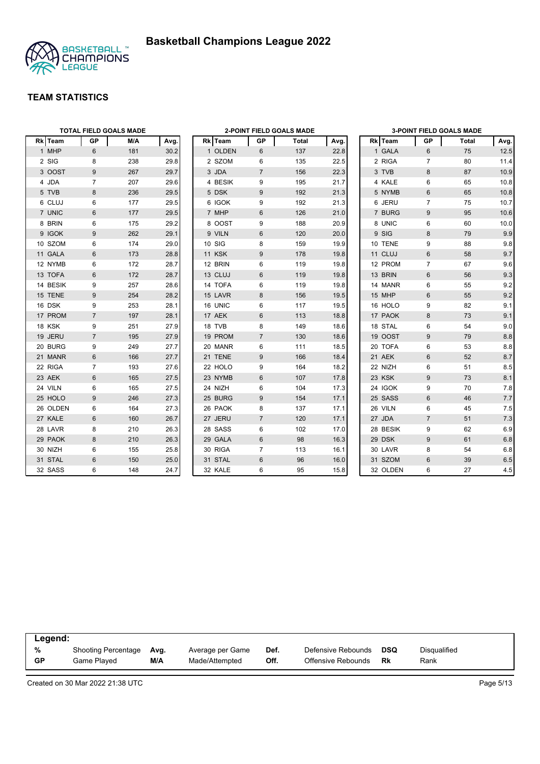# Basketball Champions League 2022

## TEAM STATISTICS

### TOTAL FIELD GOALS MADE

| Rk | Team | GP | M/A | Avg. |
|---|---|---|---|---|
| 1 | MHP | 6 | 181 | 30.2 |
| 2 | SIG | 8 | 238 | 29.8 |
| 3 | OOST | 9 | 267 | 29.7 |
| 4 | JDA | 7 | 207 | 29.6 |
| 5 | TVB | 8 | 236 | 29.5 |
| 6 | CLUJ | 6 | 177 | 29.5 |
| 7 | UNIC | 6 | 177 | 29.5 |
| 8 | BRIN | 6 | 175 | 29.2 |
| 9 | IGOK | 9 | 262 | 29.1 |
| 10 | SZOM | 6 | 174 | 29.0 |
| 11 | GALA | 6 | 173 | 28.8 |
| 12 | NYMB | 6 | 172 | 28.7 |
| 13 | TOFA | 6 | 172 | 28.7 |
| 14 | BESIK | 9 | 257 | 28.6 |
| 15 | TENE | 9 | 254 | 28.2 |
| 16 | DSK | 9 | 253 | 28.1 |
| 17 | PROM | 7 | 197 | 28.1 |
| 18 | KSK | 9 | 251 | 27.9 |
| 19 | JERU | 7 | 195 | 27.9 |
| 20 | BURG | 9 | 249 | 27.7 |
| 21 | MANR | 6 | 166 | 27.7 |
| 22 | RIGA | 7 | 193 | 27.6 |
| 23 | AEK | 6 | 165 | 27.5 |
| 24 | VILN | 6 | 165 | 27.5 |
| 25 | HOLO | 9 | 246 | 27.3 |
| 26 | OLDEN | 6 | 164 | 27.3 |
| 27 | KALE | 6 | 160 | 26.7 |
| 28 | LAVR | 8 | 210 | 26.3 |
| 29 | PAOK | 8 | 210 | 26.3 |
| 30 | NIZH | 6 | 155 | 25.8 |
| 31 | STAL | 6 | 150 | 25.0 |
| 32 | SASS | 6 | 148 | 24.7 |

### 2-POINT FIELD GOALS MADE

| Rk | Team | GP | Total | Avg. |
|---|---|---|---|---|
| 1 | OLDEN | 6 | 137 | 22.8 |
| 2 | SZOM | 6 | 135 | 22.5 |
| 3 | JDA | 7 | 156 | 22.3 |
| 4 | BESIK | 9 | 195 | 21.7 |
| 5 | DSK | 9 | 192 | 21.3 |
| 6 | IGOK | 9 | 192 | 21.3 |
| 7 | MHP | 6 | 126 | 21.0 |
| 8 | OOST | 9 | 188 | 20.9 |
| 9 | VILN | 6 | 120 | 20.0 |
| 10 | SIG | 8 | 159 | 19.9 |
| 11 | KSK | 9 | 178 | 19.8 |
| 12 | BRIN | 6 | 119 | 19.8 |
| 13 | CLUJ | 6 | 119 | 19.8 |
| 14 | TOFA | 6 | 119 | 19.8 |
| 15 | LAVR | 8 | 156 | 19.5 |
| 16 | UNIC | 6 | 117 | 19.5 |
| 17 | AEK | 6 | 113 | 18.8 |
| 18 | TVB | 8 | 149 | 18.6 |
| 19 | PROM | 7 | 130 | 18.6 |
| 20 | MANR | 6 | 111 | 18.5 |
| 21 | TENE | 9 | 166 | 18.4 |
| 22 | HOLO | 9 | 164 | 18.2 |
| 23 | NYMB | 6 | 107 | 17.8 |
| 24 | NIZH | 6 | 104 | 17.3 |
| 25 | BURG | 9 | 154 | 17.1 |
| 26 | PAOK | 8 | 137 | 17.1 |
| 27 | JERU | 7 | 120 | 17.1 |
| 28 | SASS | 6 | 102 | 17.0 |
| 29 | GALA | 6 | 98 | 16.3 |
| 30 | RIGA | 7 | 113 | 16.1 |
| 31 | STAL | 6 | 96 | 16.0 |
| 32 | KALE | 6 | 95 | 15.8 |

### 3-POINT FIELD GOALS MADE

| Rk | Team | GP | Total | Avg. |
|---|---|---|---|---|
| 1 | GALA | 6 | 75 | 12.5 |
| 2 | RIGA | 7 | 80 | 11.4 |
| 3 | TVB | 8 | 87 | 10.9 |
| 4 | KALE | 6 | 65 | 10.8 |
| 5 | NYMB | 6 | 65 | 10.8 |
| 6 | JERU | 7 | 75 | 10.7 |
| 7 | BURG | 9 | 95 | 10.6 |
| 8 | UNIC | 6 | 60 | 10.0 |
| 9 | SIG | 8 | 79 | 9.9 |
| 10 | TENE | 9 | 88 | 9.8 |
| 11 | CLUJ | 6 | 58 | 9.7 |
| 12 | PROM | 7 | 67 | 9.6 |
| 13 | BRIN | 6 | 56 | 9.3 |
| 14 | MANR | 6 | 55 | 9.2 |
| 15 | MHP | 6 | 55 | 9.2 |
| 16 | HOLO | 9 | 82 | 9.1 |
| 17 | PAOK | 8 | 73 | 9.1 |
| 18 | STAL | 6 | 54 | 9.0 |
| 19 | OOST | 9 | 79 | 8.8 |
| 20 | TOFA | 6 | 53 | 8.8 |
| 21 | AEK | 6 | 52 | 8.7 |
| 22 | NIZH | 6 | 51 | 8.5 |
| 23 | KSK | 9 | 73 | 8.1 |
| 24 | IGOK | 9 | 70 | 7.8 |
| 25 | SASS | 6 | 46 | 7.7 |
| 26 | VILN | 6 | 45 | 7.5 |
| 27 | JDA | 7 | 51 | 7.3 |
| 28 | BESIK | 9 | 62 | 6.9 |
| 29 | DSK | 9 | 61 | 6.8 |
| 30 | LAVR | 8 | 54 | 6.8 |
| 31 | SZOM | 6 | 39 | 6.5 |
| 32 | OLDEN | 6 | 27 | 4.5 |

**Legend:**

| | | | | | | | |
|---|---|---|---|---|---|---|---|
| **%** | Shooting Percentage | **Avg.** | Average per Game | **Def.** | Defensive Rebounds | **DSQ** | Disqualified |
| **GP** | Game Played | **M/A** | Made/Attempted | **Off.** | Offensive Rebounds | **Rk** | Rank |

Created on 30 Mar 2022 21:38 UTC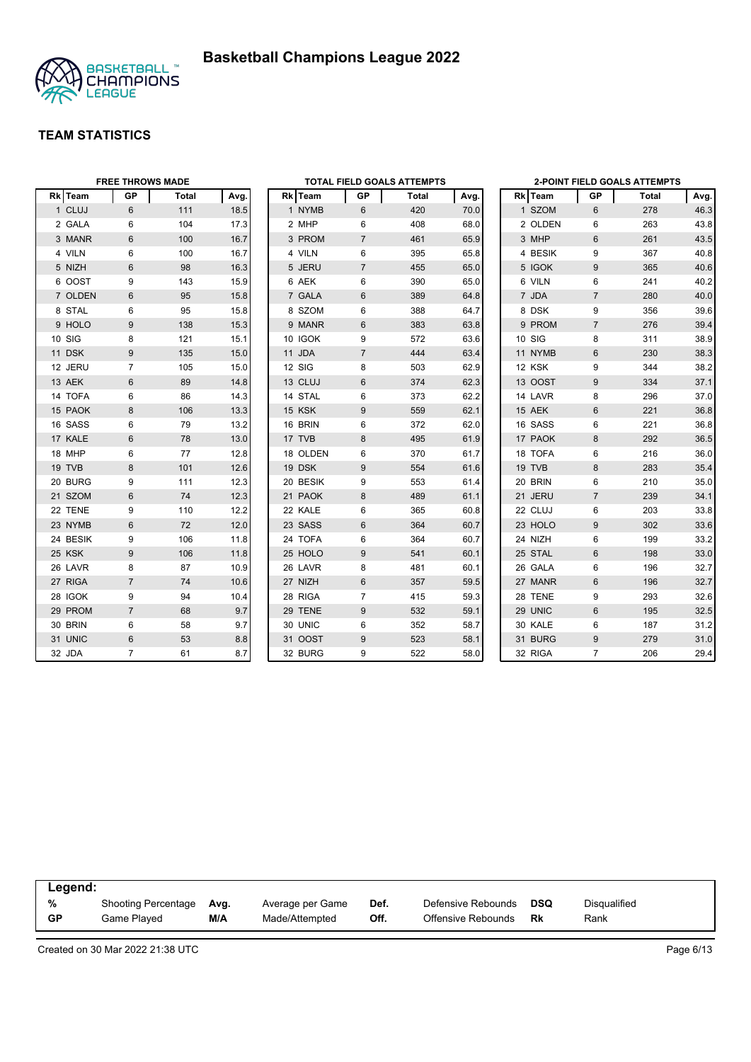# Basketball Champions League 2022

## TEAM STATISTICS

### FREE THROWS MADE

| Rk | Team | GP | Total | Avg. |
|---|---|---|---|---|
| 1 | CLUJ | 6 | 111 | 18.5 |
| 2 | GALA | 6 | 104 | 17.3 |
| 3 | MANR | 6 | 100 | 16.7 |
| 4 | VILN | 6 | 100 | 16.7 |
| 5 | NIZH | 6 | 98 | 16.3 |
| 6 | OOST | 9 | 143 | 15.9 |
| 7 | OLDEN | 6 | 95 | 15.8 |
| 8 | STAL | 6 | 95 | 15.8 |
| 9 | HOLO | 9 | 138 | 15.3 |
| 10 | SIG | 8 | 121 | 15.1 |
| 11 | DSK | 9 | 135 | 15.0 |
| 12 | JERU | 7 | 105 | 15.0 |
| 13 | AEK | 6 | 89 | 14.8 |
| 14 | TOFA | 6 | 86 | 14.3 |
| 15 | PAOK | 8 | 106 | 13.3 |
| 16 | SASS | 6 | 79 | 13.2 |
| 17 | KALE | 6 | 78 | 13.0 |
| 18 | MHP | 6 | 77 | 12.8 |
| 19 | TVB | 8 | 101 | 12.6 |
| 20 | BURG | 9 | 111 | 12.3 |
| 21 | SZOM | 6 | 74 | 12.3 |
| 22 | TENE | 9 | 110 | 12.2 |
| 23 | NYMB | 6 | 72 | 12.0 |
| 24 | BESIK | 9 | 106 | 11.8 |
| 25 | KSK | 9 | 106 | 11.8 |
| 26 | LAVR | 8 | 87 | 10.9 |
| 27 | RIGA | 7 | 74 | 10.6 |
| 28 | IGOK | 9 | 94 | 10.4 |
| 29 | PROM | 7 | 68 | 9.7 |
| 30 | BRIN | 6 | 58 | 9.7 |
| 31 | UNIC | 6 | 53 | 8.8 |
| 32 | JDA | 7 | 61 | 8.7 |

### TOTAL FIELD GOALS ATTEMPTS

| Rk | Team | GP | Total | Avg. |
|---|---|---|---|---|
| 1 | NYMB | 6 | 420 | 70.0 |
| 2 | MHP | 6 | 408 | 68.0 |
| 3 | PROM | 7 | 461 | 65.9 |
| 4 | VILN | 6 | 395 | 65.8 |
| 5 | JERU | 7 | 455 | 65.0 |
| 6 | AEK | 6 | 390 | 65.0 |
| 7 | GALA | 6 | 389 | 64.8 |
| 8 | SZOM | 6 | 388 | 64.7 |
| 9 | MANR | 6 | 383 | 63.8 |
| 10 | IGOK | 9 | 572 | 63.6 |
| 11 | JDA | 7 | 444 | 63.4 |
| 12 | SIG | 8 | 503 | 62.9 |
| 13 | CLUJ | 6 | 374 | 62.3 |
| 14 | STAL | 6 | 373 | 62.2 |
| 15 | KSK | 9 | 559 | 62.1 |
| 16 | BRIN | 6 | 372 | 62.0 |
| 17 | TVB | 8 | 495 | 61.9 |
| 18 | OLDEN | 6 | 370 | 61.7 |
| 19 | DSK | 9 | 554 | 61.6 |
| 20 | BESIK | 9 | 553 | 61.4 |
| 21 | PAOK | 8 | 489 | 61.1 |
| 22 | KALE | 6 | 365 | 60.8 |
| 23 | SASS | 6 | 364 | 60.7 |
| 24 | TOFA | 6 | 364 | 60.7 |
| 25 | HOLO | 9 | 541 | 60.1 |
| 26 | LAVR | 8 | 481 | 60.1 |
| 27 | NIZH | 6 | 357 | 59.5 |
| 28 | RIGA | 7 | 415 | 59.3 |
| 29 | TENE | 9 | 532 | 59.1 |
| 30 | UNIC | 6 | 352 | 58.7 |
| 31 | OOST | 9 | 523 | 58.1 |
| 32 | BURG | 9 | 522 | 58.0 |

### 2-POINT FIELD GOALS ATTEMPTS

| Rk | Team | GP | Total | Avg. |
|---|---|---|---|---|
| 1 | SZOM | 6 | 278 | 46.3 |
| 2 | OLDEN | 6 | 263 | 43.8 |
| 3 | MHP | 6 | 261 | 43.5 |
| 4 | BESIK | 9 | 367 | 40.8 |
| 5 | IGOK | 9 | 365 | 40.6 |
| 6 | VILN | 6 | 241 | 40.2 |
| 7 | JDA | 7 | 280 | 40.0 |
| 8 | DSK | 9 | 356 | 39.6 |
| 9 | PROM | 7 | 276 | 39.4 |
| 10 | SIG | 8 | 311 | 38.9 |
| 11 | NYMB | 6 | 230 | 38.3 |
| 12 | KSK | 9 | 344 | 38.2 |
| 13 | OOST | 9 | 334 | 37.1 |
| 14 | LAVR | 8 | 296 | 37.0 |
| 15 | AEK | 6 | 221 | 36.8 |
| 16 | SASS | 6 | 221 | 36.8 |
| 17 | PAOK | 8 | 292 | 36.5 |
| 18 | TOFA | 6 | 216 | 36.0 |
| 19 | TVB | 8 | 283 | 35.4 |
| 20 | BRIN | 6 | 210 | 35.0 |
| 21 | JERU | 7 | 239 | 34.1 |
| 22 | CLUJ | 6 | 203 | 33.8 |
| 23 | HOLO | 9 | 302 | 33.6 |
| 24 | NIZH | 6 | 199 | 33.2 |
| 25 | STAL | 6 | 198 | 33.0 |
| 26 | GALA | 6 | 196 | 32.7 |
| 27 | MANR | 6 | 196 | 32.7 |
| 28 | TENE | 9 | 293 | 32.6 |
| 29 | UNIC | 6 | 195 | 32.5 |
| 30 | KALE | 6 | 187 | 31.2 |
| 31 | BURG | 9 | 279 | 31.0 |
| 32 | RIGA | 7 | 206 | 29.4 |

**Legend:**

| | | | | | | | |
|---|---|---|---|---|---|---|---|
| % | Shooting Percentage | Avg. | Average per Game | Def. | Defensive Rebounds | DSQ | Disqualified |
| GP | Game Played | M/A | Made/Attempted | Off. | Offensive Rebounds | Rk | Rank |

Created on 30 Mar 2022 21:38 UTC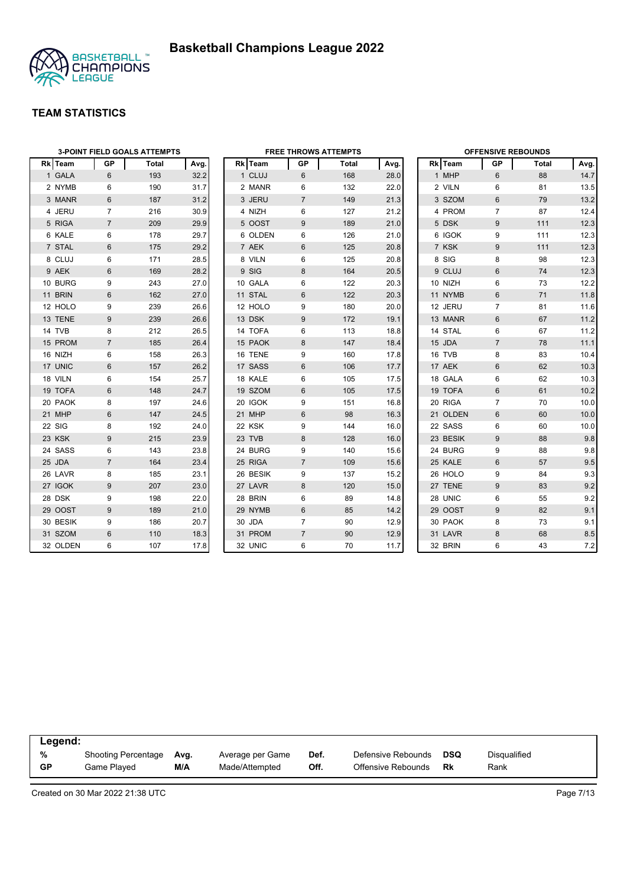# Basketball Champions League 2022

## TEAM STATISTICS

### 3-POINT FIELD GOALS ATTEMPTS

| Rk | Team | GP | Total | Avg. |
|---|---|---|---|---|
| 1 | GALA | 6 | 193 | 32.2 |
| 2 | NYMB | 6 | 190 | 31.7 |
| 3 | MANR | 6 | 187 | 31.2 |
| 4 | JERU | 7 | 216 | 30.9 |
| 5 | RIGA | 7 | 209 | 29.9 |
| 6 | KALE | 6 | 178 | 29.7 |
| 7 | STAL | 6 | 175 | 29.2 |
| 8 | CLUJ | 6 | 171 | 28.5 |
| 9 | AEK | 6 | 169 | 28.2 |
| 10 | BURG | 9 | 243 | 27.0 |
| 11 | BRIN | 6 | 162 | 27.0 |
| 12 | HOLO | 9 | 239 | 26.6 |
| 13 | TENE | 9 | 239 | 26.6 |
| 14 | TVB | 8 | 212 | 26.5 |
| 15 | PROM | 7 | 185 | 26.4 |
| 16 | NIZH | 6 | 158 | 26.3 |
| 17 | UNIC | 6 | 157 | 26.2 |
| 18 | VILN | 6 | 154 | 25.7 |
| 19 | TOFA | 6 | 148 | 24.7 |
| 20 | PAOK | 8 | 197 | 24.6 |
| 21 | MHP | 6 | 147 | 24.5 |
| 22 | SIG | 8 | 192 | 24.0 |
| 23 | KSK | 9 | 215 | 23.9 |
| 24 | SASS | 6 | 143 | 23.8 |
| 25 | JDA | 7 | 164 | 23.4 |
| 26 | LAVR | 8 | 185 | 23.1 |
| 27 | IGOK | 9 | 207 | 23.0 |
| 28 | DSK | 9 | 198 | 22.0 |
| 29 | OOST | 9 | 189 | 21.0 |
| 30 | BESIK | 9 | 186 | 20.7 |
| 31 | SZOM | 6 | 110 | 18.3 |
| 32 | OLDEN | 6 | 107 | 17.8 |

### FREE THROWS ATTEMPTS

| Rk | Team | GP | Total | Avg. |
|---|---|---|---|---|
| 1 | CLUJ | 6 | 168 | 28.0 |
| 2 | MANR | 6 | 132 | 22.0 |
| 3 | JERU | 7 | 149 | 21.3 |
| 4 | NIZH | 6 | 127 | 21.2 |
| 5 | OOST | 9 | 189 | 21.0 |
| 6 | OLDEN | 6 | 126 | 21.0 |
| 7 | AEK | 6 | 125 | 20.8 |
| 8 | VILN | 6 | 125 | 20.8 |
| 9 | SIG | 8 | 164 | 20.5 |
| 10 | GALA | 6 | 122 | 20.3 |
| 11 | STAL | 6 | 122 | 20.3 |
| 12 | HOLO | 9 | 180 | 20.0 |
| 13 | DSK | 9 | 172 | 19.1 |
| 14 | TOFA | 6 | 113 | 18.8 |
| 15 | PAOK | 8 | 147 | 18.4 |
| 16 | TENE | 9 | 160 | 17.8 |
| 17 | SASS | 6 | 106 | 17.7 |
| 18 | KALE | 6 | 105 | 17.5 |
| 19 | SZOM | 6 | 105 | 17.5 |
| 20 | IGOK | 9 | 151 | 16.8 |
| 21 | MHP | 6 | 98 | 16.3 |
| 22 | KSK | 9 | 144 | 16.0 |
| 23 | TVB | 8 | 128 | 16.0 |
| 24 | BURG | 9 | 140 | 15.6 |
| 25 | RIGA | 7 | 109 | 15.6 |
| 26 | BESIK | 9 | 137 | 15.2 |
| 27 | LAVR | 8 | 120 | 15.0 |
| 28 | BRIN | 6 | 89 | 14.8 |
| 29 | NYMB | 6 | 85 | 14.2 |
| 30 | JDA | 7 | 90 | 12.9 |
| 31 | PROM | 7 | 90 | 12.9 |
| 32 | UNIC | 6 | 70 | 11.7 |

### OFFENSIVE REBOUNDS

| Rk | Team | GP | Total | Avg. |
|---|---|---|---|---|
| 1 | MHP | 6 | 88 | 14.7 |
| 2 | VILN | 6 | 81 | 13.5 |
| 3 | SZOM | 6 | 79 | 13.2 |
| 4 | PROM | 7 | 87 | 12.4 |
| 5 | DSK | 9 | 111 | 12.3 |
| 6 | IGOK | 9 | 111 | 12.3 |
| 7 | KSK | 9 | 111 | 12.3 |
| 8 | SIG | 8 | 98 | 12.3 |
| 9 | CLUJ | 6 | 74 | 12.3 |
| 10 | NIZH | 6 | 73 | 12.2 |
| 11 | NYMB | 6 | 71 | 11.8 |
| 12 | JERU | 7 | 81 | 11.6 |
| 13 | MANR | 6 | 67 | 11.2 |
| 14 | STAL | 6 | 67 | 11.2 |
| 15 | JDA | 7 | 78 | 11.1 |
| 16 | TVB | 8 | 83 | 10.4 |
| 17 | AEK | 6 | 62 | 10.3 |
| 18 | GALA | 6 | 62 | 10.3 |
| 19 | TOFA | 6 | 61 | 10.2 |
| 20 | RIGA | 7 | 70 | 10.0 |
| 21 | OLDEN | 6 | 60 | 10.0 |
| 22 | SASS | 6 | 60 | 10.0 |
| 23 | BESIK | 9 | 88 | 9.8 |
| 24 | BURG | 9 | 88 | 9.8 |
| 25 | KALE | 6 | 57 | 9.5 |
| 26 | HOLO | 9 | 84 | 9.3 |
| 27 | TENE | 9 | 83 | 9.2 |
| 28 | UNIC | 6 | 55 | 9.2 |
| 29 | OOST | 9 | 82 | 9.1 |
| 30 | PAOK | 8 | 73 | 9.1 |
| 31 | LAVR | 8 | 68 | 8.5 |
| 32 | BRIN | 6 | 43 | 7.2 |

**Legend:**

| | | | | | | | |
|---|---|---|---|---|---|---|---|
| **%** | Shooting Percentage | **Avg.** | Average per Game | **Def.** | Defensive Rebounds | **DSQ** | Disqualified |
| **GP** | Game Played | **M/A** | Made/Attempted | **Off.** | Offensive Rebounds | **Rk** | Rank |

Created on 30 Mar 2022 21:38 UTC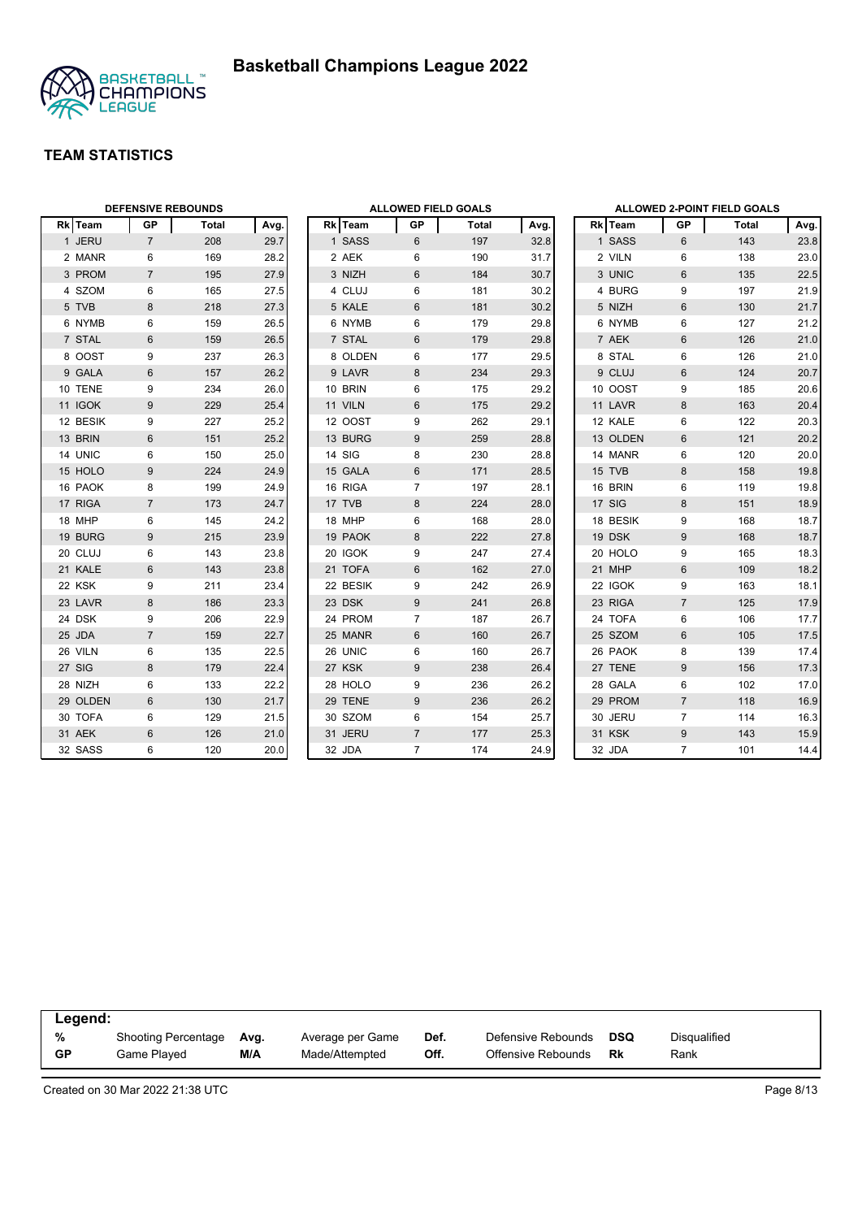# Basketball Champions League 2022

## TEAM STATISTICS

### DEFENSIVE REBOUNDS

| Rk | Team | GP | Total | Avg. |
|---|---|---|---|---|
| 1 | JERU | 7 | 208 | 29.7 |
| 2 | MANR | 6 | 169 | 28.2 |
| 3 | PROM | 7 | 195 | 27.9 |
| 4 | SZOM | 6 | 165 | 27.5 |
| 5 | TVB | 8 | 218 | 27.3 |
| 6 | NYMB | 6 | 159 | 26.5 |
| 7 | STAL | 6 | 159 | 26.5 |
| 8 | OOST | 9 | 237 | 26.3 |
| 9 | GALA | 6 | 157 | 26.2 |
| 10 | TENE | 9 | 234 | 26.0 |
| 11 | IGOK | 9 | 229 | 25.4 |
| 12 | BESIK | 9 | 227 | 25.2 |
| 13 | BRIN | 6 | 151 | 25.2 |
| 14 | UNIC | 6 | 150 | 25.0 |
| 15 | HOLO | 9 | 224 | 24.9 |
| 16 | PAOK | 8 | 199 | 24.9 |
| 17 | RIGA | 7 | 173 | 24.7 |
| 18 | MHP | 6 | 145 | 24.2 |
| 19 | BURG | 9 | 215 | 23.9 |
| 20 | CLUJ | 6 | 143 | 23.8 |
| 21 | KALE | 6 | 143 | 23.8 |
| 22 | KSK | 9 | 211 | 23.4 |
| 23 | LAVR | 8 | 186 | 23.3 |
| 24 | DSK | 9 | 206 | 22.9 |
| 25 | JDA | 7 | 159 | 22.7 |
| 26 | VILN | 6 | 135 | 22.5 |
| 27 | SIG | 8 | 179 | 22.4 |
| 28 | NIZH | 6 | 133 | 22.2 |
| 29 | OLDEN | 6 | 130 | 21.7 |
| 30 | TOFA | 6 | 129 | 21.5 |
| 31 | AEK | 6 | 126 | 21.0 |
| 32 | SASS | 6 | 120 | 20.0 |

### ALLOWED FIELD GOALS

| Rk | Team | GP | Total | Avg. |
|---|---|---|---|---|
| 1 | SASS | 6 | 197 | 32.8 |
| 2 | AEK | 6 | 190 | 31.7 |
| 3 | NIZH | 6 | 184 | 30.7 |
| 4 | CLUJ | 6 | 181 | 30.2 |
| 5 | KALE | 6 | 181 | 30.2 |
| 6 | NYMB | 6 | 179 | 29.8 |
| 7 | STAL | 6 | 179 | 29.8 |
| 8 | OLDEN | 6 | 177 | 29.5 |
| 9 | LAVR | 8 | 234 | 29.3 |
| 10 | BRIN | 6 | 175 | 29.2 |
| 11 | VILN | 6 | 175 | 29.2 |
| 12 | OOST | 9 | 262 | 29.1 |
| 13 | BURG | 9 | 259 | 28.8 |
| 14 | SIG | 8 | 230 | 28.8 |
| 15 | GALA | 6 | 171 | 28.5 |
| 16 | RIGA | 7 | 197 | 28.1 |
| 17 | TVB | 8 | 224 | 28.0 |
| 18 | MHP | 6 | 168 | 28.0 |
| 19 | PAOK | 8 | 222 | 27.8 |
| 20 | IGOK | 9 | 247 | 27.4 |
| 21 | TOFA | 6 | 162 | 27.0 |
| 22 | BESIK | 9 | 242 | 26.9 |
| 23 | DSK | 9 | 241 | 26.8 |
| 24 | PROM | 7 | 187 | 26.7 |
| 25 | MANR | 6 | 160 | 26.7 |
| 26 | UNIC | 6 | 160 | 26.7 |
| 27 | KSK | 9 | 238 | 26.4 |
| 28 | HOLO | 9 | 236 | 26.2 |
| 29 | TENE | 9 | 236 | 26.2 |
| 30 | SZOM | 6 | 154 | 25.7 |
| 31 | JERU | 7 | 177 | 25.3 |
| 32 | JDA | 7 | 174 | 24.9 |

### ALLOWED 2-POINT FIELD GOALS

| Rk | Team | GP | Total | Avg. |
|---|---|---|---|---|
| 1 | SASS | 6 | 143 | 23.8 |
| 2 | VILN | 6 | 138 | 23.0 |
| 3 | UNIC | 6 | 135 | 22.5 |
| 4 | BURG | 9 | 197 | 21.9 |
| 5 | NIZH | 6 | 130 | 21.7 |
| 6 | NYMB | 6 | 127 | 21.2 |
| 7 | AEK | 6 | 126 | 21.0 |
| 8 | STAL | 6 | 126 | 21.0 |
| 9 | CLUJ | 6 | 124 | 20.7 |
| 10 | OOST | 9 | 185 | 20.6 |
| 11 | LAVR | 8 | 163 | 20.4 |
| 12 | KALE | 6 | 122 | 20.3 |
| 13 | OLDEN | 6 | 121 | 20.2 |
| 14 | MANR | 6 | 120 | 20.0 |
| 15 | TVB | 8 | 158 | 19.8 |
| 16 | BRIN | 6 | 119 | 19.8 |
| 17 | SIG | 8 | 151 | 18.9 |
| 18 | BESIK | 9 | 168 | 18.7 |
| 19 | DSK | 9 | 168 | 18.7 |
| 20 | HOLO | 9 | 165 | 18.3 |
| 21 | MHP | 6 | 109 | 18.2 |
| 22 | IGOK | 9 | 163 | 18.1 |
| 23 | RIGA | 7 | 125 | 17.9 |
| 24 | TOFA | 6 | 106 | 17.7 |
| 25 | SZOM | 6 | 105 | 17.5 |
| 26 | PAOK | 8 | 139 | 17.4 |
| 27 | TENE | 9 | 156 | 17.3 |
| 28 | GALA | 6 | 102 | 17.0 |
| 29 | PROM | 7 | 118 | 16.9 |
| 30 | JERU | 7 | 114 | 16.3 |
| 31 | KSK | 9 | 143 | 15.9 |
| 32 | JDA | 7 | 101 | 14.4 |

**Legend:**

| | | | | | | | |
|---|---|---|---|---|---|---|---|
| **%** | Shooting Percentage | **Avg.** | Average per Game | **Def.** | Defensive Rebounds | **DSQ** | Disqualified |
| **GP** | Game Played | **M/A** | Made/Attempted | **Off.** | Offensive Rebounds | **Rk** | Rank |

Created on 30 Mar 2022 21:38 UTC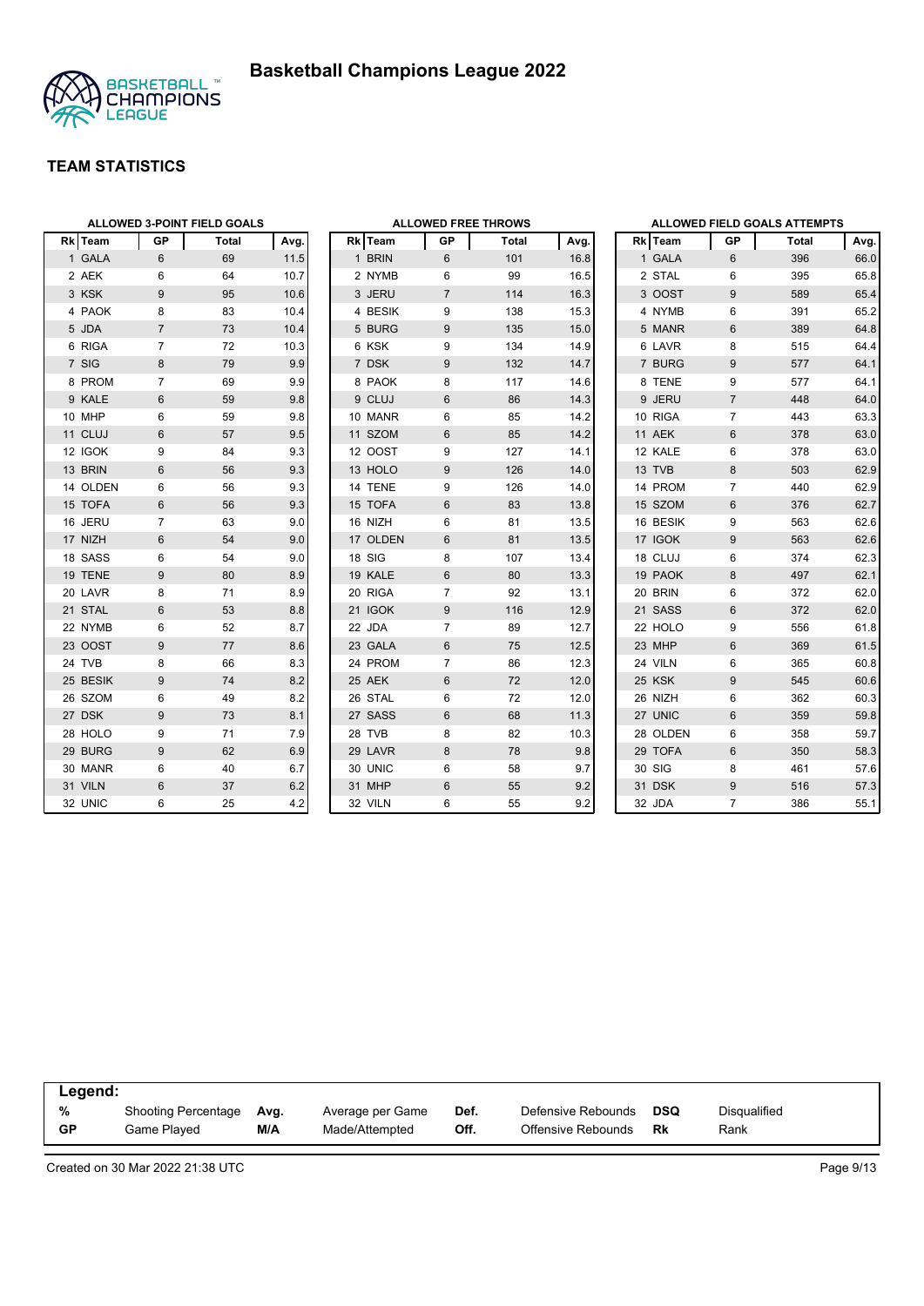# Basketball Champions League 2022

## TEAM STATISTICS

### ALLOWED 3-POINT FIELD GOALS

| Rk | Team | GP | Total | Avg. |
|---|---|---|---|---|
| 1 | GALA | 6 | 69 | 11.5 |
| 2 | AEK | 6 | 64 | 10.7 |
| 3 | KSK | 9 | 95 | 10.6 |
| 4 | PAOK | 8 | 83 | 10.4 |
| 5 | JDA | 7 | 73 | 10.4 |
| 6 | RIGA | 7 | 72 | 10.3 |
| 7 | SIG | 8 | 79 | 9.9 |
| 8 | PROM | 7 | 69 | 9.9 |
| 9 | KALE | 6 | 59 | 9.8 |
| 10 | MHP | 6 | 59 | 9.8 |
| 11 | CLUJ | 6 | 57 | 9.5 |
| 12 | IGOK | 9 | 84 | 9.3 |
| 13 | BRIN | 6 | 56 | 9.3 |
| 14 | OLDEN | 6 | 56 | 9.3 |
| 15 | TOFA | 6 | 56 | 9.3 |
| 16 | JERU | 7 | 63 | 9.0 |
| 17 | NIZH | 6 | 54 | 9.0 |
| 18 | SASS | 6 | 54 | 9.0 |
| 19 | TENE | 9 | 80 | 8.9 |
| 20 | LAVR | 8 | 71 | 8.9 |
| 21 | STAL | 6 | 53 | 8.8 |
| 22 | NYMB | 6 | 52 | 8.7 |
| 23 | OOST | 9 | 77 | 8.6 |
| 24 | TVB | 8 | 66 | 8.3 |
| 25 | BESIK | 9 | 74 | 8.2 |
| 26 | SZOM | 6 | 49 | 8.2 |
| 27 | DSK | 9 | 73 | 8.1 |
| 28 | HOLO | 9 | 71 | 7.9 |
| 29 | BURG | 9 | 62 | 6.9 |
| 30 | MANR | 6 | 40 | 6.7 |
| 31 | VILN | 6 | 37 | 6.2 |
| 32 | UNIC | 6 | 25 | 4.2 |

### ALLOWED FREE THROWS

| Rk | Team | GP | Total | Avg. |
|---|---|---|---|---|
| 1 | BRIN | 6 | 101 | 16.8 |
| 2 | NYMB | 6 | 99 | 16.5 |
| 3 | JERU | 7 | 114 | 16.3 |
| 4 | BESIK | 9 | 138 | 15.3 |
| 5 | BURG | 9 | 135 | 15.0 |
| 6 | KSK | 9 | 134 | 14.9 |
| 7 | DSK | 9 | 132 | 14.7 |
| 8 | PAOK | 8 | 117 | 14.6 |
| 9 | CLUJ | 6 | 86 | 14.3 |
| 10 | MANR | 6 | 85 | 14.2 |
| 11 | SZOM | 6 | 85 | 14.2 |
| 12 | OOST | 9 | 127 | 14.1 |
| 13 | HOLO | 9 | 126 | 14.0 |
| 14 | TENE | 9 | 126 | 14.0 |
| 15 | TOFA | 6 | 83 | 13.8 |
| 16 | NIZH | 6 | 81 | 13.5 |
| 17 | OLDEN | 6 | 81 | 13.5 |
| 18 | SIG | 8 | 107 | 13.4 |
| 19 | KALE | 6 | 80 | 13.3 |
| 20 | RIGA | 7 | 92 | 13.1 |
| 21 | IGOK | 9 | 116 | 12.9 |
| 22 | JDA | 7 | 89 | 12.7 |
| 23 | GALA | 6 | 75 | 12.5 |
| 24 | PROM | 7 | 86 | 12.3 |
| 25 | AEK | 6 | 72 | 12.0 |
| 26 | STAL | 6 | 72 | 12.0 |
| 27 | SASS | 6 | 68 | 11.3 |
| 28 | TVB | 8 | 82 | 10.3 |
| 29 | LAVR | 8 | 78 | 9.8 |
| 30 | UNIC | 6 | 58 | 9.7 |
| 31 | MHP | 6 | 55 | 9.2 |
| 32 | VILN | 6 | 55 | 9.2 |

### ALLOWED FIELD GOALS ATTEMPTS

| Rk | Team | GP | Total | Avg. |
|---|---|---|---|---|
| 1 | GALA | 6 | 396 | 66.0 |
| 2 | STAL | 6 | 395 | 65.8 |
| 3 | OOST | 9 | 589 | 65.4 |
| 4 | NYMB | 6 | 391 | 65.2 |
| 5 | MANR | 6 | 389 | 64.8 |
| 6 | LAVR | 8 | 515 | 64.4 |
| 7 | BURG | 9 | 577 | 64.1 |
| 8 | TENE | 9 | 577 | 64.1 |
| 9 | JERU | 7 | 448 | 64.0 |
| 10 | RIGA | 7 | 443 | 63.3 |
| 11 | AEK | 6 | 378 | 63.0 |
| 12 | KALE | 6 | 378 | 63.0 |
| 13 | TVB | 8 | 503 | 62.9 |
| 14 | PROM | 7 | 440 | 62.9 |
| 15 | SZOM | 6 | 376 | 62.7 |
| 16 | BESIK | 9 | 563 | 62.6 |
| 17 | IGOK | 9 | 563 | 62.6 |
| 18 | CLUJ | 6 | 374 | 62.3 |
| 19 | PAOK | 8 | 497 | 62.1 |
| 20 | BRIN | 6 | 372 | 62.0 |
| 21 | SASS | 6 | 372 | 62.0 |
| 22 | HOLO | 9 | 556 | 61.8 |
| 23 | MHP | 6 | 369 | 61.5 |
| 24 | VILN | 6 | 365 | 60.8 |
| 25 | KSK | 9 | 545 | 60.6 |
| 26 | NIZH | 6 | 362 | 60.3 |
| 27 | UNIC | 6 | 359 | 59.8 |
| 28 | OLDEN | 6 | 358 | 59.7 |
| 29 | TOFA | 6 | 350 | 58.3 |
| 30 | SIG | 8 | 461 | 57.6 |
| 31 | DSK | 9 | 516 | 57.3 |
| 32 | JDA | 7 | 386 | 55.1 |

**Legend:**

| | | | | | | | |
|---|---|---|---|---|---|---|---|
| **%** | Shooting Percentage | **Avg.** | Average per Game | **Def.** | Defensive Rebounds | **DSQ** | Disqualified |
| **GP** | Game Played | **M/A** | Made/Attempted | **Off.** | Offensive Rebounds | **Rk** | Rank |

Created on 30 Mar 2022 21:38 UTC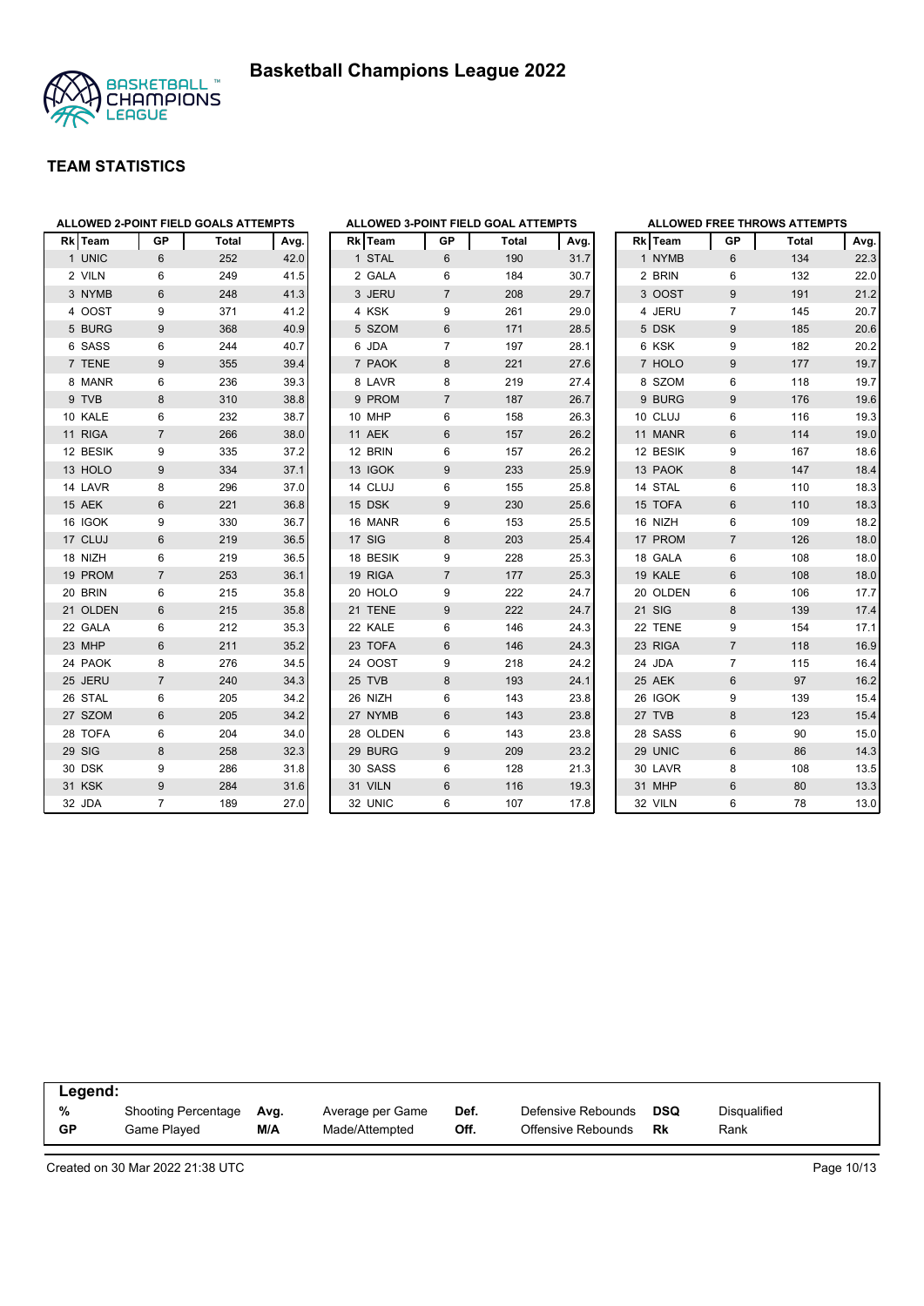# Basketball Champions League 2022

## TEAM STATISTICS

### ALLOWED 2-POINT FIELD GOALS ATTEMPTS

| Rk | Team | GP | Total | Avg. |
|---|---|---|---|---|
| 1 | UNIC | 6 | 252 | 42.0 |
| 2 | VILN | 6 | 249 | 41.5 |
| 3 | NYMB | 6 | 248 | 41.3 |
| 4 | OOST | 9 | 371 | 41.2 |
| 5 | BURG | 9 | 368 | 40.9 |
| 6 | SASS | 6 | 244 | 40.7 |
| 7 | TENE | 9 | 355 | 39.4 |
| 8 | MANR | 6 | 236 | 39.3 |
| 9 | TVB | 8 | 310 | 38.8 |
| 10 | KALE | 6 | 232 | 38.7 |
| 11 | RIGA | 7 | 266 | 38.0 |
| 12 | BESIK | 9 | 335 | 37.2 |
| 13 | HOLO | 9 | 334 | 37.1 |
| 14 | LAVR | 8 | 296 | 37.0 |
| 15 | AEK | 6 | 221 | 36.8 |
| 16 | IGOK | 9 | 330 | 36.7 |
| 17 | CLUJ | 6 | 219 | 36.5 |
| 18 | NIZH | 6 | 219 | 36.5 |
| 19 | PROM | 7 | 253 | 36.1 |
| 20 | BRIN | 6 | 215 | 35.8 |
| 21 | OLDEN | 6 | 215 | 35.8 |
| 22 | GALA | 6 | 212 | 35.3 |
| 23 | MHP | 6 | 211 | 35.2 |
| 24 | PAOK | 8 | 276 | 34.5 |
| 25 | JERU | 7 | 240 | 34.3 |
| 26 | STAL | 6 | 205 | 34.2 |
| 27 | SZOM | 6 | 205 | 34.2 |
| 28 | TOFA | 6 | 204 | 34.0 |
| 29 | SIG | 8 | 258 | 32.3 |
| 30 | DSK | 9 | 286 | 31.8 |
| 31 | KSK | 9 | 284 | 31.6 |
| 32 | JDA | 7 | 189 | 27.0 |

### ALLOWED 3-POINT FIELD GOAL ATTEMPTS

| Rk | Team | GP | Total | Avg. |
|---|---|---|---|---|
| 1 | STAL | 6 | 190 | 31.7 |
| 2 | GALA | 6 | 184 | 30.7 |
| 3 | JERU | 7 | 208 | 29.7 |
| 4 | KSK | 9 | 261 | 29.0 |
| 5 | SZOM | 6 | 171 | 28.5 |
| 6 | JDA | 7 | 197 | 28.1 |
| 7 | PAOK | 8 | 221 | 27.6 |
| 8 | LAVR | 8 | 219 | 27.4 |
| 9 | PROM | 7 | 187 | 26.7 |
| 10 | MHP | 6 | 158 | 26.3 |
| 11 | AEK | 6 | 157 | 26.2 |
| 12 | BRIN | 6 | 157 | 26.2 |
| 13 | IGOK | 9 | 233 | 25.9 |
| 14 | CLUJ | 6 | 155 | 25.8 |
| 15 | DSK | 9 | 230 | 25.6 |
| 16 | MANR | 6 | 153 | 25.5 |
| 17 | SIG | 8 | 203 | 25.4 |
| 18 | BESIK | 9 | 228 | 25.3 |
| 19 | RIGA | 7 | 177 | 25.3 |
| 20 | HOLO | 9 | 222 | 24.7 |
| 21 | TENE | 9 | 222 | 24.7 |
| 22 | KALE | 6 | 146 | 24.3 |
| 23 | TOFA | 6 | 146 | 24.3 |
| 24 | OOST | 9 | 218 | 24.2 |
| 25 | TVB | 8 | 193 | 24.1 |
| 26 | NIZH | 6 | 143 | 23.8 |
| 27 | NYMB | 6 | 143 | 23.8 |
| 28 | OLDEN | 6 | 143 | 23.8 |
| 29 | BURG | 9 | 209 | 23.2 |
| 30 | SASS | 6 | 128 | 21.3 |
| 31 | VILN | 6 | 116 | 19.3 |
| 32 | UNIC | 6 | 107 | 17.8 |

### ALLOWED FREE THROWS ATTEMPTS

| Rk | Team | GP | Total | Avg. |
|---|---|---|---|---|
| 1 | NYMB | 6 | 134 | 22.3 |
| 2 | BRIN | 6 | 132 | 22.0 |
| 3 | OOST | 9 | 191 | 21.2 |
| 4 | JERU | 7 | 145 | 20.7 |
| 5 | DSK | 9 | 185 | 20.6 |
| 6 | KSK | 9 | 182 | 20.2 |
| 7 | HOLO | 9 | 177 | 19.7 |
| 8 | SZOM | 6 | 118 | 19.7 |
| 9 | BURG | 9 | 176 | 19.6 |
| 10 | CLUJ | 6 | 116 | 19.3 |
| 11 | MANR | 6 | 114 | 19.0 |
| 12 | BESIK | 9 | 167 | 18.6 |
| 13 | PAOK | 8 | 147 | 18.4 |
| 14 | STAL | 6 | 110 | 18.3 |
| 15 | TOFA | 6 | 110 | 18.3 |
| 16 | NIZH | 6 | 109 | 18.2 |
| 17 | PROM | 7 | 126 | 18.0 |
| 18 | GALA | 6 | 108 | 18.0 |
| 19 | KALE | 6 | 108 | 18.0 |
| 20 | OLDEN | 6 | 106 | 17.7 |
| 21 | SIG | 8 | 139 | 17.4 |
| 22 | TENE | 9 | 154 | 17.1 |
| 23 | RIGA | 7 | 118 | 16.9 |
| 24 | JDA | 7 | 115 | 16.4 |
| 25 | AEK | 6 | 97 | 16.2 |
| 26 | IGOK | 9 | 139 | 15.4 |
| 27 | TVB | 8 | 123 | 15.4 |
| 28 | SASS | 6 | 90 | 15.0 |
| 29 | UNIC | 6 | 86 | 14.3 |
| 30 | LAVR | 8 | 108 | 13.5 |
| 31 | MHP | 6 | 80 | 13.3 |
| 32 | VILN | 6 | 78 | 13.0 |

**Legend:**

| | | | | | | | |
|---|---|---|---|---|---|---|---|
| **%** | Shooting Percentage | **Avg.** | Average per Game | **Def.** | Defensive Rebounds | **DSQ** | Disqualified |
| **GP** | Game Played | **M/A** | Made/Attempted | **Off.** | Offensive Rebounds | **Rk** | Rank |

Created on 30 Mar 2022 21:38 UTC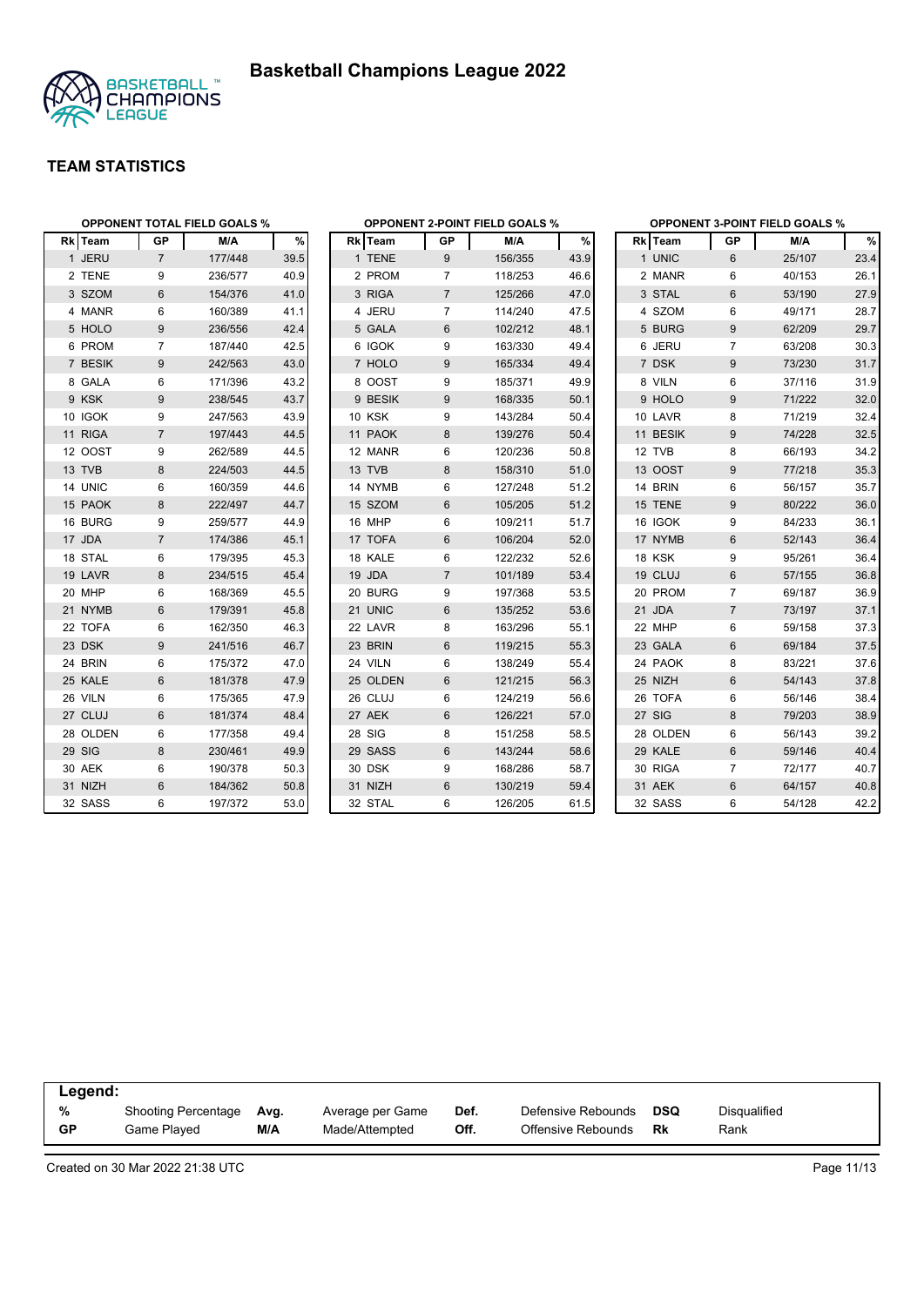# Basketball Champions League 2022

## TEAM STATISTICS

### OPPONENT TOTAL FIELD GOALS %

| Rk | Team | GP | M/A | % |
|---|---|---|---|---|
| 1 | JERU | 7 | 177/448 | 39.5 |
| 2 | TENE | 9 | 236/577 | 40.9 |
| 3 | SZOM | 6 | 154/376 | 41.0 |
| 4 | MANR | 6 | 160/389 | 41.1 |
| 5 | HOLO | 9 | 236/556 | 42.4 |
| 6 | PROM | 7 | 187/440 | 42.5 |
| 7 | BESIK | 9 | 242/563 | 43.0 |
| 8 | GALA | 6 | 171/396 | 43.2 |
| 9 | KSK | 9 | 238/545 | 43.7 |
| 10 | IGOK | 9 | 247/563 | 43.9 |
| 11 | RIGA | 7 | 197/443 | 44.5 |
| 12 | OOST | 9 | 262/589 | 44.5 |
| 13 | TVB | 8 | 224/503 | 44.5 |
| 14 | UNIC | 6 | 160/359 | 44.6 |
| 15 | PAOK | 8 | 222/497 | 44.7 |
| 16 | BURG | 9 | 259/577 | 44.9 |
| 17 | JDA | 7 | 174/386 | 45.1 |
| 18 | STAL | 6 | 179/395 | 45.3 |
| 19 | LAVR | 8 | 234/515 | 45.4 |
| 20 | MHP | 6 | 168/369 | 45.5 |
| 21 | NYMB | 6 | 179/391 | 45.8 |
| 22 | TOFA | 6 | 162/350 | 46.3 |
| 23 | DSK | 9 | 241/516 | 46.7 |
| 24 | BRIN | 6 | 175/372 | 47.0 |
| 25 | KALE | 6 | 181/378 | 47.9 |
| 26 | VILN | 6 | 175/365 | 47.9 |
| 27 | CLUJ | 6 | 181/374 | 48.4 |
| 28 | OLDEN | 6 | 177/358 | 49.4 |
| 29 | SIG | 8 | 230/461 | 49.9 |
| 30 | AEK | 6 | 190/378 | 50.3 |
| 31 | NIZH | 6 | 184/362 | 50.8 |
| 32 | SASS | 6 | 197/372 | 53.0 |

### OPPONENT 2-POINT FIELD GOALS %

| Rk | Team | GP | M/A | % |
|---|---|---|---|---|
| 1 | TENE | 9 | 156/355 | 43.9 |
| 2 | PROM | 7 | 118/253 | 46.6 |
| 3 | RIGA | 7 | 125/266 | 47.0 |
| 4 | JERU | 7 | 114/240 | 47.5 |
| 5 | GALA | 6 | 102/212 | 48.1 |
| 6 | IGOK | 9 | 163/330 | 49.4 |
| 7 | HOLO | 9 | 165/334 | 49.4 |
| 8 | OOST | 9 | 185/371 | 49.9 |
| 9 | BESIK | 9 | 168/335 | 50.1 |
| 10 | KSK | 9 | 143/284 | 50.4 |
| 11 | PAOK | 8 | 139/276 | 50.4 |
| 12 | MANR | 6 | 120/236 | 50.8 |
| 13 | TVB | 8 | 158/310 | 51.0 |
| 14 | NYMB | 6 | 127/248 | 51.2 |
| 15 | SZOM | 6 | 105/205 | 51.2 |
| 16 | MHP | 6 | 109/211 | 51.7 |
| 17 | TOFA | 6 | 106/204 | 52.0 |
| 18 | KALE | 6 | 122/232 | 52.6 |
| 19 | JDA | 7 | 101/189 | 53.4 |
| 20 | BURG | 9 | 197/368 | 53.5 |
| 21 | UNIC | 6 | 135/252 | 53.6 |
| 22 | LAVR | 8 | 163/296 | 55.1 |
| 23 | BRIN | 6 | 119/215 | 55.3 |
| 24 | VILN | 6 | 138/249 | 55.4 |
| 25 | OLDEN | 6 | 121/215 | 56.3 |
| 26 | CLUJ | 6 | 124/219 | 56.6 |
| 27 | AEK | 6 | 126/221 | 57.0 |
| 28 | SIG | 8 | 151/258 | 58.5 |
| 29 | SASS | 6 | 143/244 | 58.6 |
| 30 | DSK | 9 | 168/286 | 58.7 |
| 31 | NIZH | 6 | 130/219 | 59.4 |
| 32 | STAL | 6 | 126/205 | 61.5 |

### OPPONENT 3-POINT FIELD GOALS %

| Rk | Team | GP | M/A | % |
|---|---|---|---|---|
| 1 | UNIC | 6 | 25/107 | 23.4 |
| 2 | MANR | 6 | 40/153 | 26.1 |
| 3 | STAL | 6 | 53/190 | 27.9 |
| 4 | SZOM | 6 | 49/171 | 28.7 |
| 5 | BURG | 9 | 62/209 | 29.7 |
| 6 | JERU | 7 | 63/208 | 30.3 |
| 7 | DSK | 9 | 73/230 | 31.7 |
| 8 | VILN | 6 | 37/116 | 31.9 |
| 9 | HOLO | 9 | 71/222 | 32.0 |
| 10 | LAVR | 8 | 71/219 | 32.4 |
| 11 | BESIK | 9 | 74/228 | 32.5 |
| 12 | TVB | 8 | 66/193 | 34.2 |
| 13 | OOST | 9 | 77/218 | 35.3 |
| 14 | BRIN | 6 | 56/157 | 35.7 |
| 15 | TENE | 9 | 80/222 | 36.0 |
| 16 | IGOK | 9 | 84/233 | 36.1 |
| 17 | NYMB | 6 | 52/143 | 36.4 |
| 18 | KSK | 9 | 95/261 | 36.4 |
| 19 | CLUJ | 6 | 57/155 | 36.8 |
| 20 | PROM | 7 | 69/187 | 36.9 |
| 21 | JDA | 7 | 73/197 | 37.1 |
| 22 | MHP | 6 | 59/158 | 37.3 |
| 23 | GALA | 6 | 69/184 | 37.5 |
| 24 | PAOK | 8 | 83/221 | 37.6 |
| 25 | NIZH | 6 | 54/143 | 37.8 |
| 26 | TOFA | 6 | 56/146 | 38.4 |
| 27 | SIG | 8 | 79/203 | 38.9 |
| 28 | OLDEN | 6 | 56/143 | 39.2 |
| 29 | KALE | 6 | 59/146 | 40.4 |
| 30 | RIGA | 7 | 72/177 | 40.7 |
| 31 | AEK | 6 | 64/157 | 40.8 |
| 32 | SASS | 6 | 54/128 | 42.2 |

**Legend:**

| | | | | | | | |
|---|---|---|---|---|---|---|---|
| **%** | Shooting Percentage | **Avg.** | Average per Game | **Def.** | Defensive Rebounds | **DSQ** | Disqualified |
| **GP** | Game Played | **M/A** | Made/Attempted | **Off.** | Offensive Rebounds | **Rk** | Rank |

Created on 30 Mar 2022 21:38 UTC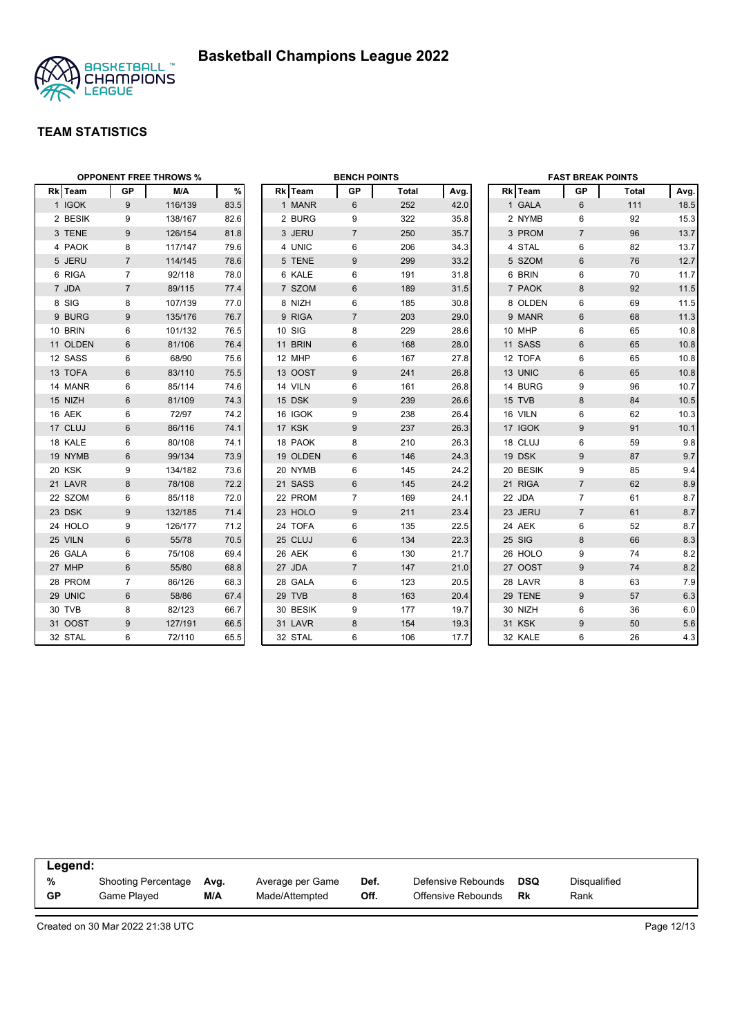# Basketball Champions League 2022

## TEAM STATISTICS

### OPPONENT FREE THROWS %

| Rk | Team | GP | M/A | % |
|---|---|---|---|---|
| 1 | IGOK | 9 | 116/139 | 83.5 |
| 2 | BESIK | 9 | 138/167 | 82.6 |
| 3 | TENE | 9 | 126/154 | 81.8 |
| 4 | PAOK | 8 | 117/147 | 79.6 |
| 5 | JERU | 7 | 114/145 | 78.6 |
| 6 | RIGA | 7 | 92/118 | 78.0 |
| 7 | JDA | 7 | 89/115 | 77.4 |
| 8 | SIG | 8 | 107/139 | 77.0 |
| 9 | BURG | 9 | 135/176 | 76.7 |
| 10 | BRIN | 6 | 101/132 | 76.5 |
| 11 | OLDEN | 6 | 81/106 | 76.4 |
| 12 | SASS | 6 | 68/90 | 75.6 |
| 13 | TOFA | 6 | 83/110 | 75.5 |
| 14 | MANR | 6 | 85/114 | 74.6 |
| 15 | NIZH | 6 | 81/109 | 74.3 |
| 16 | AEK | 6 | 72/97 | 74.2 |
| 17 | CLUJ | 6 | 86/116 | 74.1 |
| 18 | KALE | 6 | 80/108 | 74.1 |
| 19 | NYMB | 6 | 99/134 | 73.9 |
| 20 | KSK | 9 | 134/182 | 73.6 |
| 21 | LAVR | 8 | 78/108 | 72.2 |
| 22 | SZOM | 6 | 85/118 | 72.0 |
| 23 | DSK | 9 | 132/185 | 71.4 |
| 24 | HOLO | 9 | 126/177 | 71.2 |
| 25 | VILN | 6 | 55/78 | 70.5 |
| 26 | GALA | 6 | 75/108 | 69.4 |
| 27 | MHP | 6 | 55/80 | 68.8 |
| 28 | PROM | 7 | 86/126 | 68.3 |
| 29 | UNIC | 6 | 58/86 | 67.4 |
| 30 | TVB | 8 | 82/123 | 66.7 |
| 31 | OOST | 9 | 127/191 | 66.5 |
| 32 | STAL | 6 | 72/110 | 65.5 |

### BENCH POINTS

| Rk | Team | GP | Total | Avg. |
|---|---|---|---|---|
| 1 | MANR | 6 | 252 | 42.0 |
| 2 | BURG | 9 | 322 | 35.8 |
| 3 | JERU | 7 | 250 | 35.7 |
| 4 | UNIC | 6 | 206 | 34.3 |
| 5 | TENE | 9 | 299 | 33.2 |
| 6 | KALE | 6 | 191 | 31.8 |
| 7 | SZOM | 6 | 189 | 31.5 |
| 8 | NIZH | 6 | 185 | 30.8 |
| 9 | RIGA | 7 | 203 | 29.0 |
| 10 | SIG | 8 | 229 | 28.6 |
| 11 | BRIN | 6 | 168 | 28.0 |
| 12 | MHP | 6 | 167 | 27.8 |
| 13 | OOST | 9 | 241 | 26.8 |
| 14 | VILN | 6 | 161 | 26.8 |
| 15 | DSK | 9 | 239 | 26.6 |
| 16 | IGOK | 9 | 238 | 26.4 |
| 17 | KSK | 9 | 237 | 26.3 |
| 18 | PAOK | 8 | 210 | 26.3 |
| 19 | OLDEN | 6 | 146 | 24.3 |
| 20 | NYMB | 6 | 145 | 24.2 |
| 21 | SASS | 6 | 145 | 24.2 |
| 22 | PROM | 7 | 169 | 24.1 |
| 23 | HOLO | 9 | 211 | 23.4 |
| 24 | TOFA | 6 | 135 | 22.5 |
| 25 | CLUJ | 6 | 134 | 22.3 |
| 26 | AEK | 6 | 130 | 21.7 |
| 27 | JDA | 7 | 147 | 21.0 |
| 28 | GALA | 6 | 123 | 20.5 |
| 29 | TVB | 8 | 163 | 20.4 |
| 30 | BESIK | 9 | 177 | 19.7 |
| 31 | LAVR | 8 | 154 | 19.3 |
| 32 | STAL | 6 | 106 | 17.7 |

### FAST BREAK POINTS

| Rk | Team | GP | Total | Avg. |
|---|---|---|---|---|
| 1 | GALA | 6 | 111 | 18.5 |
| 2 | NYMB | 6 | 92 | 15.3 |
| 3 | PROM | 7 | 96 | 13.7 |
| 4 | STAL | 6 | 82 | 13.7 |
| 5 | SZOM | 6 | 76 | 12.7 |
| 6 | BRIN | 6 | 70 | 11.7 |
| 7 | PAOK | 8 | 92 | 11.5 |
| 8 | OLDEN | 6 | 69 | 11.5 |
| 9 | MANR | 6 | 68 | 11.3 |
| 10 | MHP | 6 | 65 | 10.8 |
| 11 | SASS | 6 | 65 | 10.8 |
| 12 | TOFA | 6 | 65 | 10.8 |
| 13 | UNIC | 6 | 65 | 10.8 |
| 14 | BURG | 9 | 96 | 10.7 |
| 15 | TVB | 8 | 84 | 10.5 |
| 16 | VILN | 6 | 62 | 10.3 |
| 17 | IGOK | 9 | 91 | 10.1 |
| 18 | CLUJ | 6 | 59 | 9.8 |
| 19 | DSK | 9 | 87 | 9.7 |
| 20 | BESIK | 9 | 85 | 9.4 |
| 21 | RIGA | 7 | 62 | 8.9 |
| 22 | JDA | 7 | 61 | 8.7 |
| 23 | JERU | 7 | 61 | 8.7 |
| 24 | AEK | 6 | 52 | 8.7 |
| 25 | SIG | 8 | 66 | 8.3 |
| 26 | HOLO | 9 | 74 | 8.2 |
| 27 | OOST | 9 | 74 | 8.2 |
| 28 | LAVR | 8 | 63 | 7.9 |
| 29 | TENE | 9 | 57 | 6.3 |
| 30 | NIZH | 6 | 36 | 6.0 |
| 31 | KSK | 9 | 50 | 5.6 |
| 32 | KALE | 6 | 26 | 4.3 |

**Legend:**

| | | | | | | | |
|---|---|---|---|---|---|---|---|
| **%** | Shooting Percentage | **Avg.** | Average per Game | **Def.** | Defensive Rebounds | **DSQ** | Disqualified |
| **GP** | Game Played | **M/A** | Made/Attempted | **Off.** | Offensive Rebounds | **Rk** | Rank |

Created on 30 Mar 2022 21:38 UTC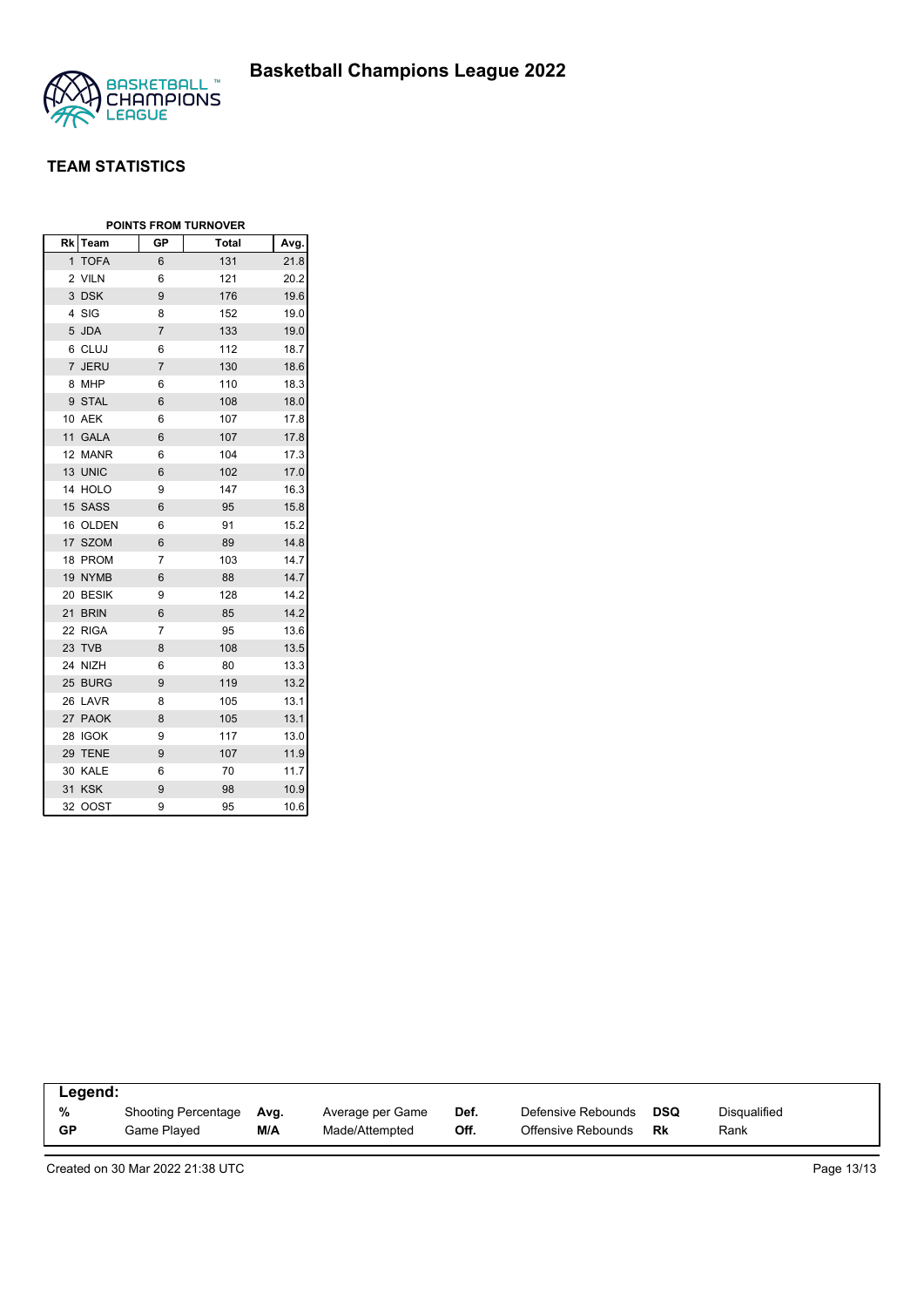# Basketball Champions League 2022

## TEAM STATISTICS

**POINTS FROM TURNOVER**

| Rk | Team | GP | Total | Avg. |
|---|---|---|---|---|
| 1 | TOFA | 6 | 131 | 21.8 |
| 2 | VILN | 6 | 121 | 20.2 |
| 3 | DSK | 9 | 176 | 19.6 |
| 4 | SIG | 8 | 152 | 19.0 |
| 5 | JDA | 7 | 133 | 19.0 |
| 6 | CLUJ | 6 | 112 | 18.7 |
| 7 | JERU | 7 | 130 | 18.6 |
| 8 | MHP | 6 | 110 | 18.3 |
| 9 | STAL | 6 | 108 | 18.0 |
| 10 | AEK | 6 | 107 | 17.8 |
| 11 | GALA | 6 | 107 | 17.8 |
| 12 | MANR | 6 | 104 | 17.3 |
| 13 | UNIC | 6 | 102 | 17.0 |
| 14 | HOLO | 9 | 147 | 16.3 |
| 15 | SASS | 6 | 95 | 15.8 |
| 16 | OLDEN | 6 | 91 | 15.2 |
| 17 | SZOM | 6 | 89 | 14.8 |
| 18 | PROM | 7 | 103 | 14.7 |
| 19 | NYMB | 6 | 88 | 14.7 |
| 20 | BESIK | 9 | 128 | 14.2 |
| 21 | BRIN | 6 | 85 | 14.2 |
| 22 | RIGA | 7 | 95 | 13.6 |
| 23 | TVB | 8 | 108 | 13.5 |
| 24 | NIZH | 6 | 80 | 13.3 |
| 25 | BURG | 9 | 119 | 13.2 |
| 26 | LAVR | 8 | 105 | 13.1 |
| 27 | PAOK | 8 | 105 | 13.1 |
| 28 | IGOK | 9 | 117 | 13.0 |
| 29 | TENE | 9 | 107 | 11.9 |
| 30 | KALE | 6 | 70 | 11.7 |
| 31 | KSK | 9 | 98 | 10.9 |
| 32 | OOST | 9 | 95 | 10.6 |

**Legend:**

| | | | | | | | |
|---|---|---|---|---|---|---|---|
| **%** | Shooting Percentage | **Avg.** | Average per Game | **Def.** | Defensive Rebounds | **DSQ** | Disqualified |
| **GP** | Game Played | **M/A** | Made/Attempted | **Off.** | Offensive Rebounds | **Rk** | Rank |

Created on 30 Mar 2022 21:38 UTC